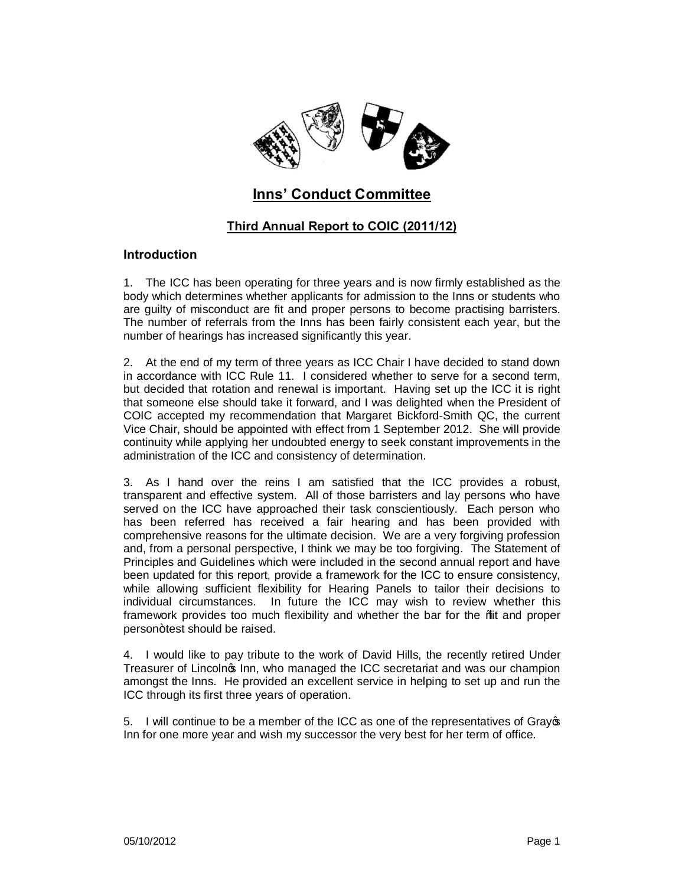# Inns' Conduct Committee

## Third Annual Report to COIC (2011/12)

### Introduction

1. The ICC has been operating for three years and is now firmly established as the body which determines whether applicants for admission to the Inns or students who are guilty of misconduct are fit and proper persons to become practising barristers. The number of referrals from the Inns has been fairly consistent each year, but the number of hearings has increased significantly this year.

2. At the end of my term of three years as ICC Chair I have decided to stand down in accordance with ICC Rule 11. I considered whether to serve for a second term, but decided that rotation and renewal is important. Having set up the ICC it is right that someone else should take it forward, and I was delighted when the President of COIC accepted my recommendation that Margaret Bickford-Smith QC, the current Vice Chair, should be appointed with effect from 1 September 2012. She will provide continuity while applying her undoubted energy to seek constant improvements in the administration of the ICC and consistency of determination.

3. As I hand over the reins I am satisfied that the ICC provides a robust, transparent and effective system. All of those barristers and lay persons who have served on the ICC have approached their task conscientiously. Each person who has been referred has received a fair hearing and has been provided with comprehensive reasons for the ultimate decision. We are a very forgiving profession and, from a personal perspective, I think we may be too forgiving. The Statement of Principles and Guidelines which were included in the second annual report and have been updated for this report, provide a framework for the ICC to ensure consistency, while allowing sufficient flexibility for Hearing Panels to tailor their decisions to individual circumstances. In future the ICC may wish to review whether this framework provides too much flexibility and whether the bar for the "fit and proper person" test should be raised.

4. I would like to pay tribute to the work of David Hills, the recently retired Under Treasurer of Lincoln's Inn, who managed the ICC secretariat and was our champion amongst the Inns. He provided an excellent service in helping to set up and run the ICC through its first three years of operation.

5. I will continue to be a member of the ICC as one of the representatives of Gray's Inn for one more year and wish my successor the very best for her term of office.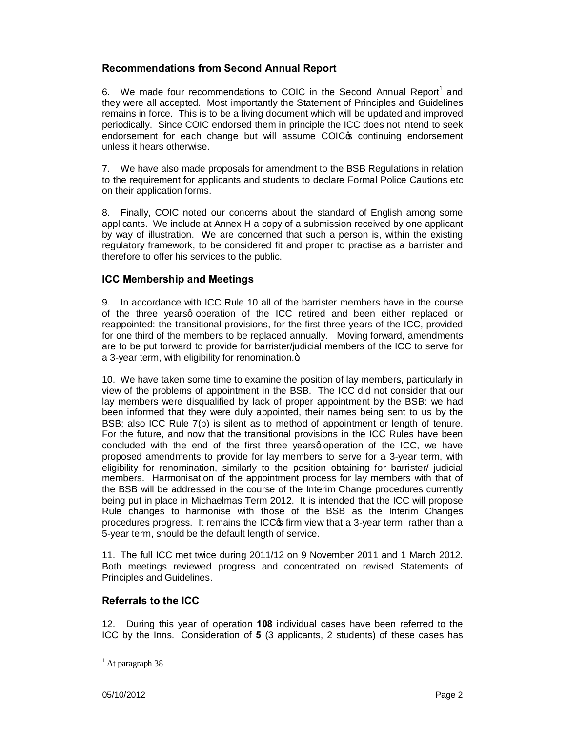## Recommendations from Second Annual Report

6. We made four recommendations to COIC in the Second Annual Report[1] and they were all accepted. Most importantly the Statement of Principles and Guidelines remains in force. This is to be a living document which will be updated and improved periodically. Since COIC endorsed them in principle the ICC does not intend to seek endorsement for each change but will assume COIC's continuing endorsement unless it hears otherwise.

7. We have also made proposals for amendment to the BSB Regulations in relation to the requirement for applicants and students to declare Formal Police Cautions etc on their application forms.

8. Finally, COIC noted our concerns about the standard of English among some applicants. We include at Annex H a copy of a submission received by one applicant by way of illustration. We are concerned that such a person is, within the existing regulatory framework, to be considered fit and proper to practise as a barrister and therefore to offer his services to the public.

## ICC Membership and Meetings

9. In accordance with ICC Rule 10 all of the barrister members have in the course of the three years' operation of the ICC retired and been either replaced or reappointed: the transitional provisions, for the first three years of the ICC, provided for one third of the members to be replaced annually. Moving forward, amendments are to be put forward to provide for barrister/judicial members of the ICC to serve for a 3-year term, with eligibility for renomination."

10. We have taken some time to examine the position of lay members, particularly in view of the problems of appointment in the BSB. The ICC did not consider that our lay members were disqualified by lack of proper appointment by the BSB: we had been informed that they were duly appointed, their names being sent to us by the BSB; also ICC Rule 7(b) is silent as to method of appointment or length of tenure. For the future, and now that the transitional provisions in the ICC Rules have been concluded with the end of the first three years' operation of the ICC, we have proposed amendments to provide for lay members to serve for a 3-year term, with eligibility for renomination, similarly to the position obtaining for barrister/ judicial members. Harmonisation of the appointment process for lay members with that of the BSB will be addressed in the course of the Interim Change procedures currently being put in place in Michaelmas Term 2012. It is intended that the ICC will propose Rule changes to harmonise with those of the BSB as the Interim Changes procedures progress. It remains the ICC's firm view that a 3-year term, rather than a 5-year term, should be the default length of service.

11. The full ICC met twice during 2011/12 on 9 November 2011 and 1 March 2012. Both meetings reviewed progress and concentrated on revised Statements of Principles and Guidelines.

## Referrals to the ICC

12. During this year of operation **108** individual cases have been referred to the ICC by the Inns. Consideration of **5** (3 applicants, 2 students) of these cases has

[1] At paragraph 38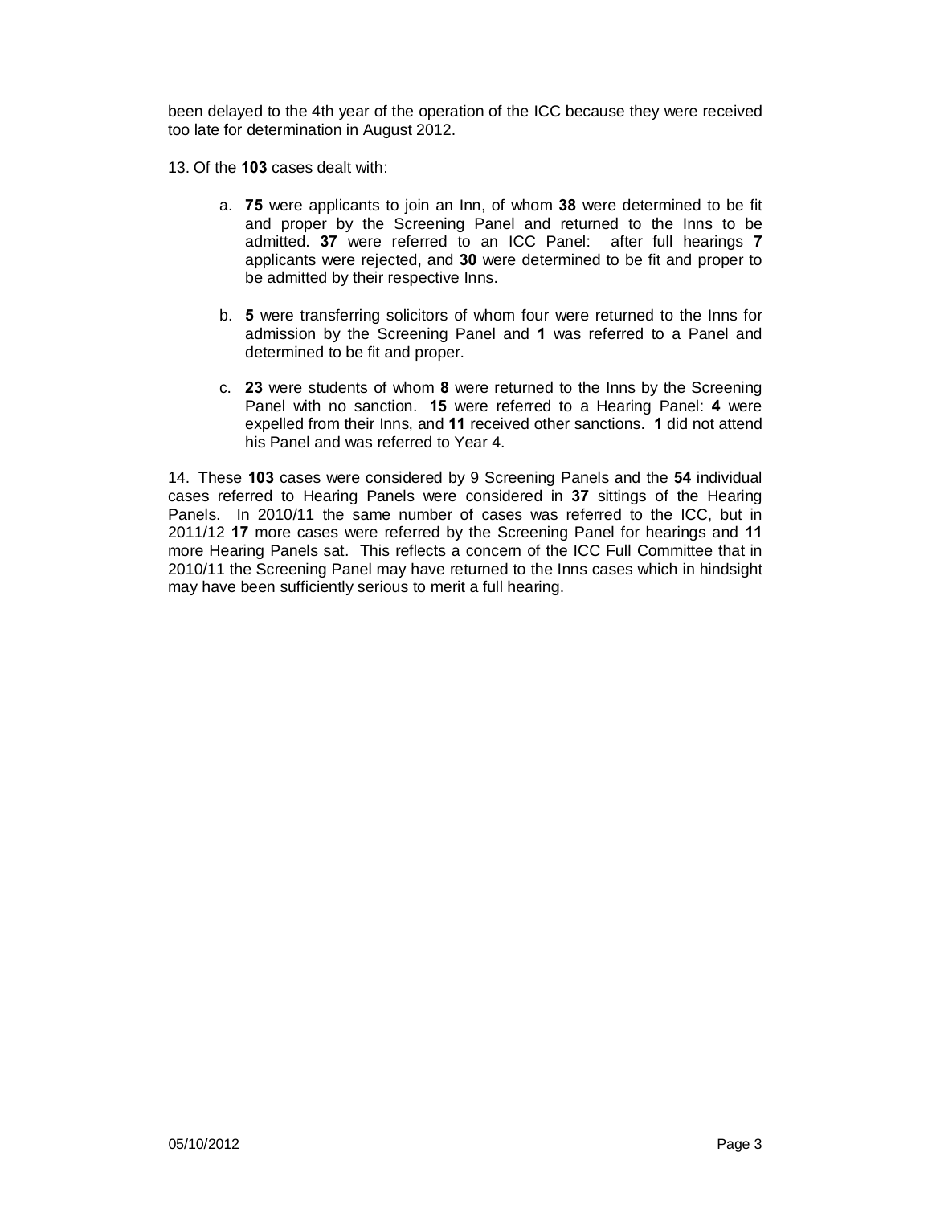been delayed to the 4th year of the operation of the ICC because they were received too late for determination in August 2012.

13. Of the **103** cases dealt with:

   a. **75** were applicants to join an Inn, of whom **38** were determined to be fit and proper by the Screening Panel and returned to the Inns to be admitted. **37** were referred to an ICC Panel: after full hearings **7** applicants were rejected, and **30** were determined to be fit and proper to be admitted by their respective Inns.

   b. **5** were transferring solicitors of whom four were returned to the Inns for admission by the Screening Panel and **1** was referred to a Panel and determined to be fit and proper.

   c. **23** were students of whom **8** were returned to the Inns by the Screening Panel with no sanction. **15** were referred to a Hearing Panel: **4** were expelled from their Inns, and **11** received other sanctions. **1** did not attend his Panel and was referred to Year 4.

14. These **103** cases were considered by 9 Screening Panels and the **54** individual cases referred to Hearing Panels were considered in **37** sittings of the Hearing Panels. In 2010/11 the same number of cases was referred to the ICC, but in 2011/12 **17** more cases were referred by the Screening Panel for hearings and **11** more Hearing Panels sat. This reflects a concern of the ICC Full Committee that in 2010/11 the Screening Panel may have returned to the Inns cases which in hindsight may have been sufficiently serious to merit a full hearing.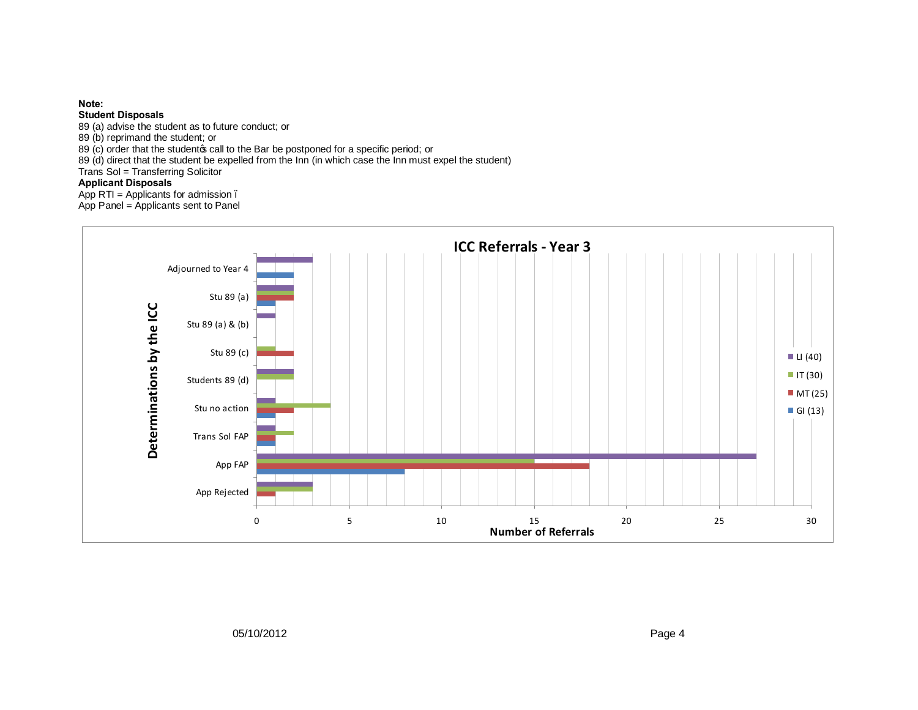**Note:**

**Student Disposals**

89 (a) advise the student as to future conduct; or
89 (b) reprimand the student; or
89 (c) order that the student's call to the Bar be postponed for a specific period; or
89 (d) direct that the student be expelled from the Inn (in which case the Inn must expel the student)
Trans Sol = Transferring Solicitor

**Applicant Disposals**

App RTI = Applicants for admission –
App Panel = Applicants sent to Panel

**ICC Referrals - Year 3**

| Determinations by the ICC | LI (40) | IT (30) | MT (25) | GI (13) |
|---|---|---|---|---|
| Adjourned to Year 4 | 3 | | | 2 |
| Stu 89 (a) | 2 | 2 | 2 | 1 |
| Stu 89 (a) & (b) | 1 | | | |
| Stu 89 (c) | | 1 | 2 | |
| Students 89 (d) | 2 | 2 | | |
| Stu no action | 1 | 4 | 2 | 1 |
| Trans Sol FAP | 1 | 2 | 1 | 1 |
| App FAP | 27 | 15 | 18 | 8 |
| App Rejected | 3 | 3 | 1 | |

Number of Referrals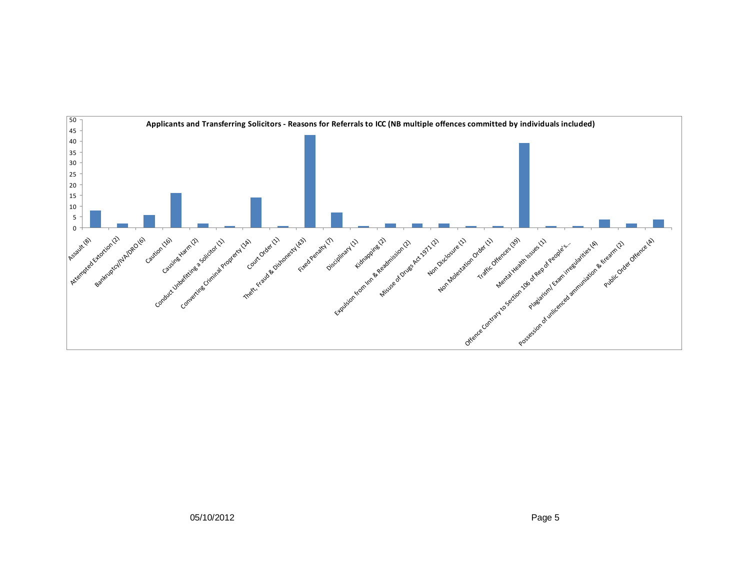**Applicants and Transferring Solicitors - Reasons for Referrals to ICC (NB multiple offences committed by individuals included)**

| Reason | Count |
|---|---|
| Assault (8) | 8 |
| Attempted Extortion (2) | 2 |
| Bankruptcy/IVA/DRO (6) | 6 |
| Caution (16) | 16 |
| Causing Harm (2) | 2 |
| Conduct Unbefitting a Solicitor (1) | 1 |
| Converting Criminal Proprerty (14) | 14 |
| Court Order (1) | 1 |
| Theft, Fraud & Dishonesty (43) | 43 |
| Fixed Penalty (7) | 7 |
| Disciplinary (1) | 1 |
| Kidnapping (2) | 2 |
| Expulsion from Inn & Readmission (2) | 2 |
| Misuse of Drugs Act 1971 (2) | 2 |
| Non Disclosure (1) | 1 |
| Non Molestation Order (1) | 1 |
| Traffic Offences (39) | 39 |
| Mental Health Issues (1) | 1 |
| Offence Contrary to Section 106 of Rep of People's... | 1 |
| Plagiarism/ Exam irregularities (4) | 4 |
| Possession of unlicenced ammuniation & firearm (2) | 2 |
| Public Order Offence (4) | 4 |

05/10/2012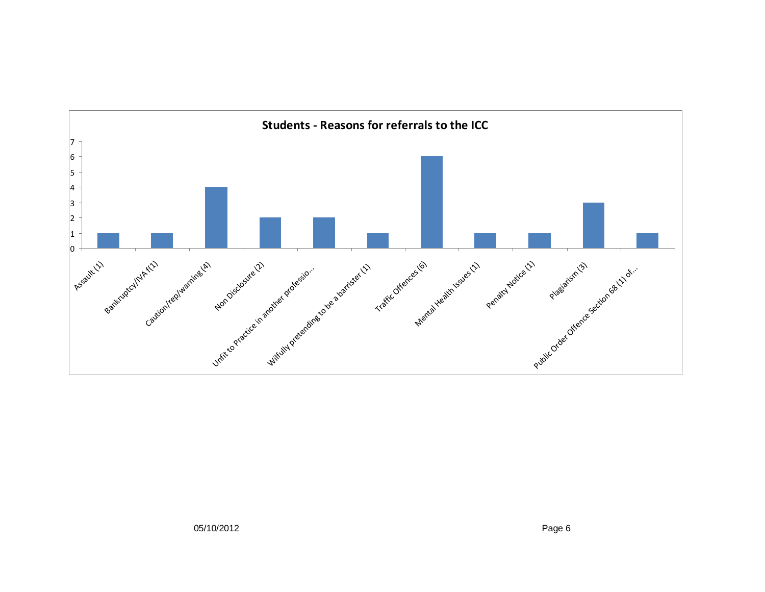## Students - Reasons for referrals to the ICC

| Reason | Count |
|---|---|
| Assault (1) | 1 |
| Bankruptcy/IVA f(1) | 1 |
| Caution/rep/warning (4) | 4 |
| Non Disclosure (2) | 2 |
| Unfit to Practice in another professio... | 2 |
| Wilfully pretending to be a barrister (1) | 1 |
| Traffic Offences (6) | 6 |
| Mental Health Issues (1) | 1 |
| Penalty Notice (1) | 1 |
| Plagiarism (3) | 3 |
| Public Order Offence Section 68 (1) of... | 1 |

05/10/2012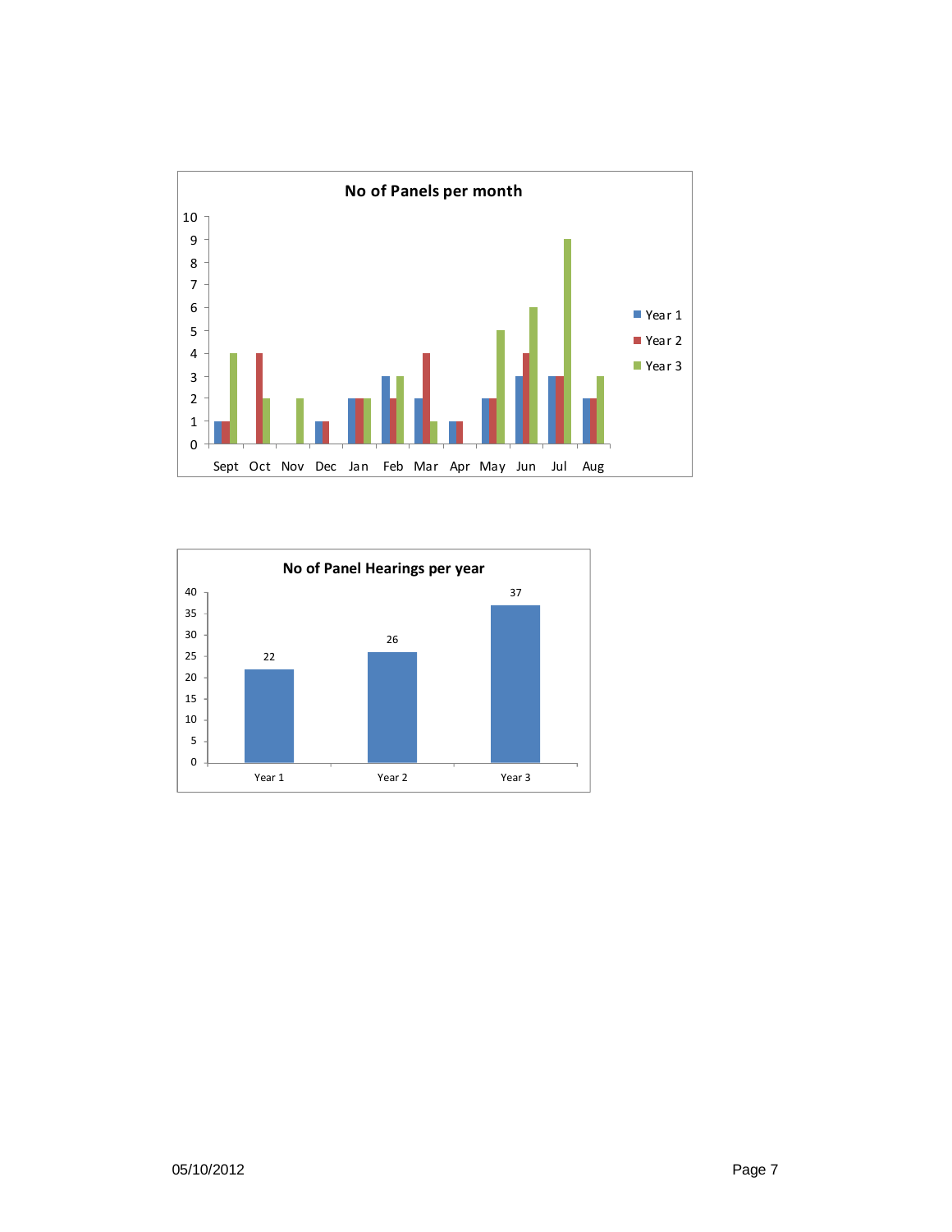**No of Panels per month**

| Month | Year 1 | Year 2 | Year 3 |
|---|---|---|---|
| Sept | 1 | 1 | 4 |
| Oct | 0 | 4 | 2 |
| Nov | 0 | 0 | 2 |
| Dec | 1 | 1 | 0 |
| Jan | 2 | 2 | 2 |
| Feb | 3 | 2 | 3 |
| Mar | 2 | 4 | 1 |
| Apr | 1 | 1 | 0 |
| May | 2 | 2 | 5 |
| Jun | 3 | 4 | 6 |
| Jul | 3 | 3 | 9 |
| Aug | 2 | 2 | 3 |

**No of Panel Hearings per year**

| Year 1 | Year 2 | Year 3 |
|---|---|---|
| 22 | 26 | 37 |

05/10/2012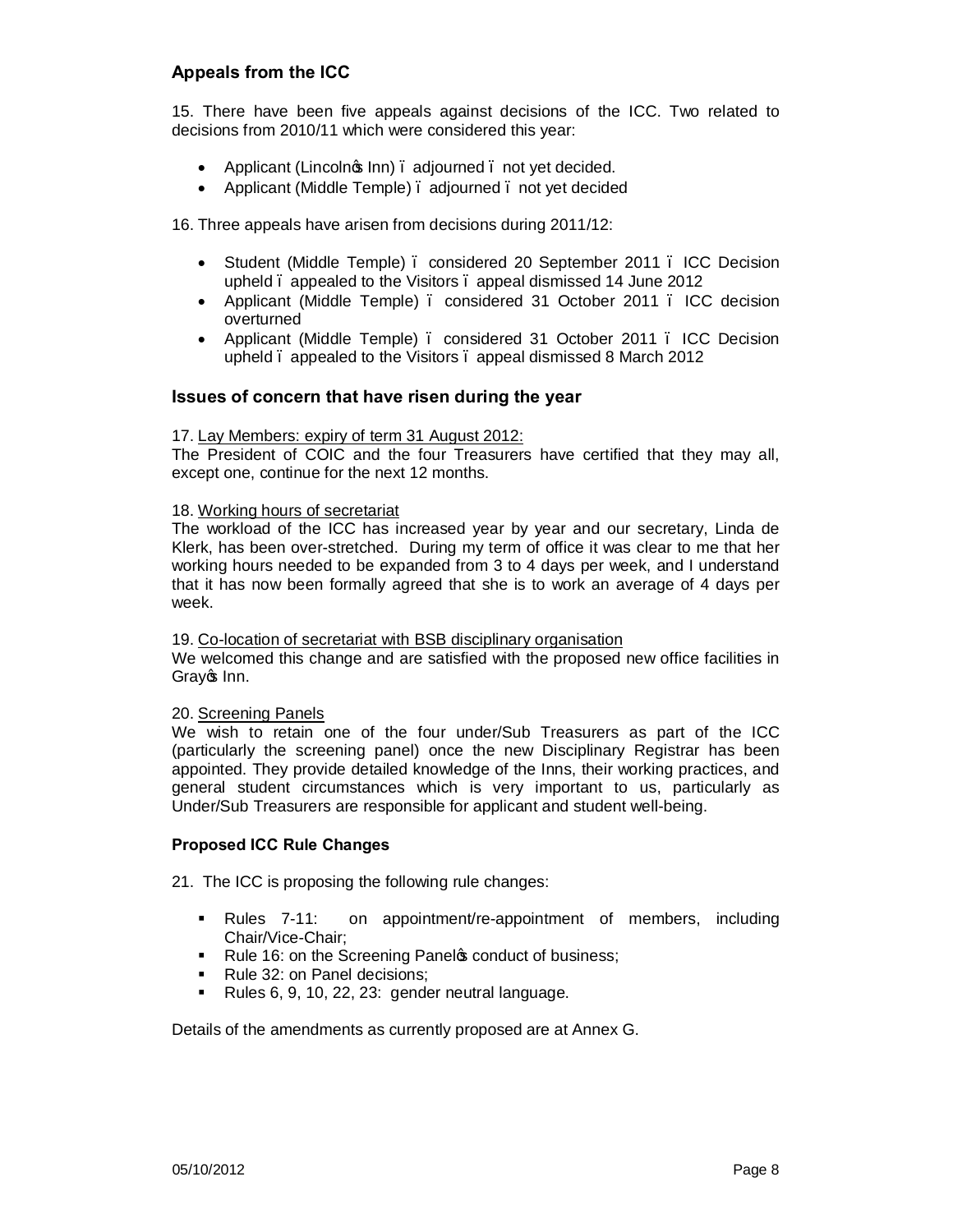## Appeals from the ICC

15. There have been five appeals against decisions of the ICC. Two related to decisions from 2010/11 which were considered this year:

- Applicant (Lincoln's Inn) – adjourned – not yet decided.
- Applicant (Middle Temple) – adjourned – not yet decided

16. Three appeals have arisen from decisions during 2011/12:

- Student (Middle Temple) – considered 20 September 2011 – ICC Decision upheld – appealed to the Visitors – appeal dismissed 14 June 2012
- Applicant (Middle Temple) – considered 31 October 2011 – ICC decision overturned
- Applicant (Middle Temple) – considered 31 October 2011 – ICC Decision upheld – appealed to the Visitors – appeal dismissed 8 March 2012

## Issues of concern that have risen during the year

17. Lay Members: expiry of term 31 August 2012:
The President of COIC and the four Treasurers have certified that they may all, except one, continue for the next 12 months.

18. Working hours of secretariat
The workload of the ICC has increased year by year and our secretary, Linda de Klerk, has been over-stretched. During my term of office it was clear to me that her working hours needed to be expanded from 3 to 4 days per week, and I understand that it has now been formally agreed that she is to work an average of 4 days per week.

19. Co-location of secretariat with BSB disciplinary organisation
We welcomed this change and are satisfied with the proposed new office facilities in Gray's Inn.

20. Screening Panels
We wish to retain one of the four under/Sub Treasurers as part of the ICC (particularly the screening panel) once the new Disciplinary Registrar has been appointed. They provide detailed knowledge of the Inns, their working practices, and general student circumstances which is very important to us, particularly as Under/Sub Treasurers are responsible for applicant and student well-being.

### Proposed ICC Rule Changes

21. The ICC is proposing the following rule changes:

- Rules 7-11: on appointment/re-appointment of members, including Chair/Vice-Chair;
- Rule 16: on the Screening Panel's conduct of business;
- Rule 32: on Panel decisions;
- Rules 6, 9, 10, 22, 23: gender neutral language.

Details of the amendments as currently proposed are at Annex G.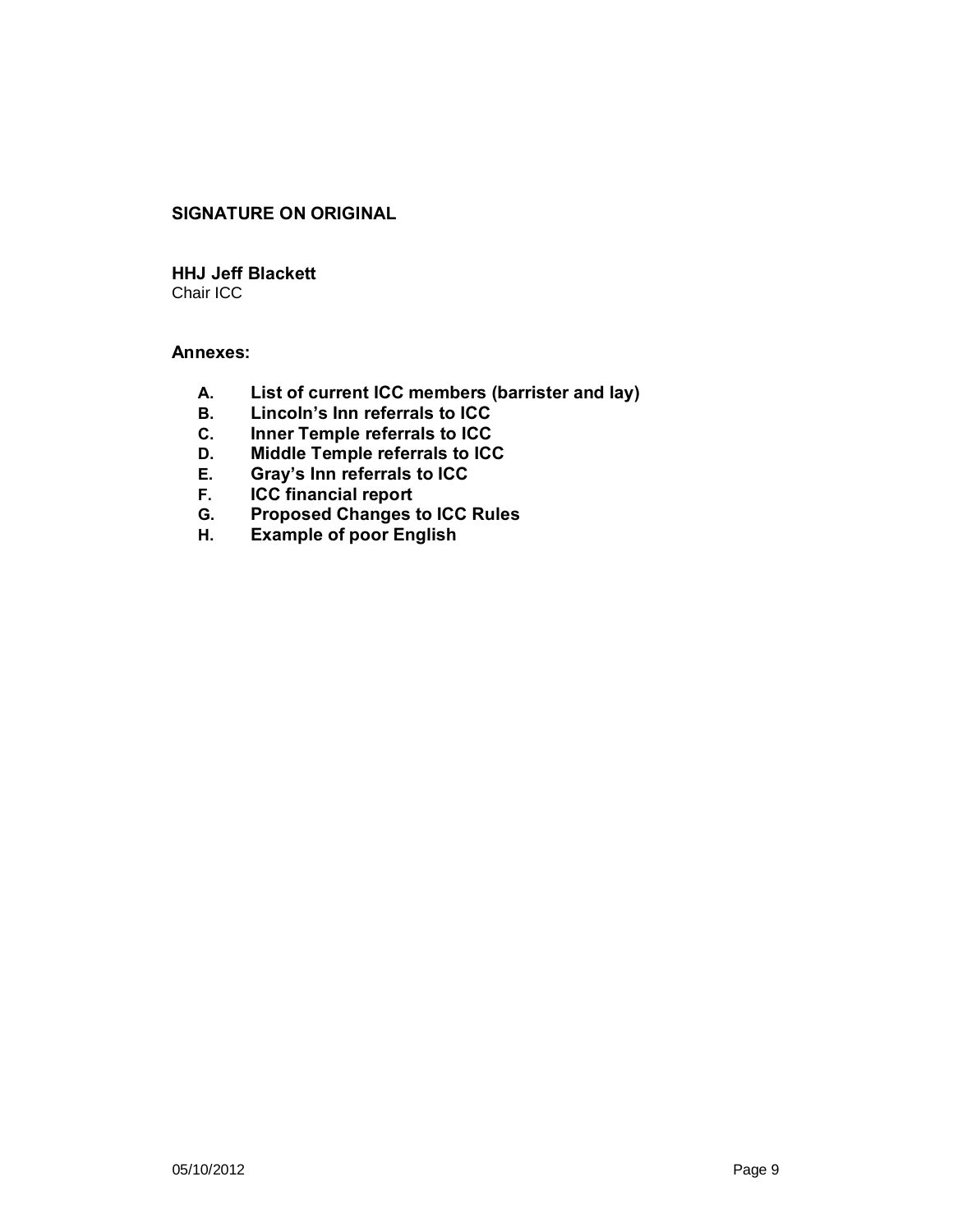**SIGNATURE ON ORIGINAL**

**HHJ Jeff Blackett**
Chair ICC

**Annexes:**

- **A. List of current ICC members (barrister and lay)**
- **B. Lincoln's Inn referrals to ICC**
- **C. Inner Temple referrals to ICC**
- **D. Middle Temple referrals to ICC**
- **E. Gray's Inn referrals to ICC**
- **F. ICC financial report**
- **G. Proposed Changes to ICC Rules**
- **H. Example of poor English**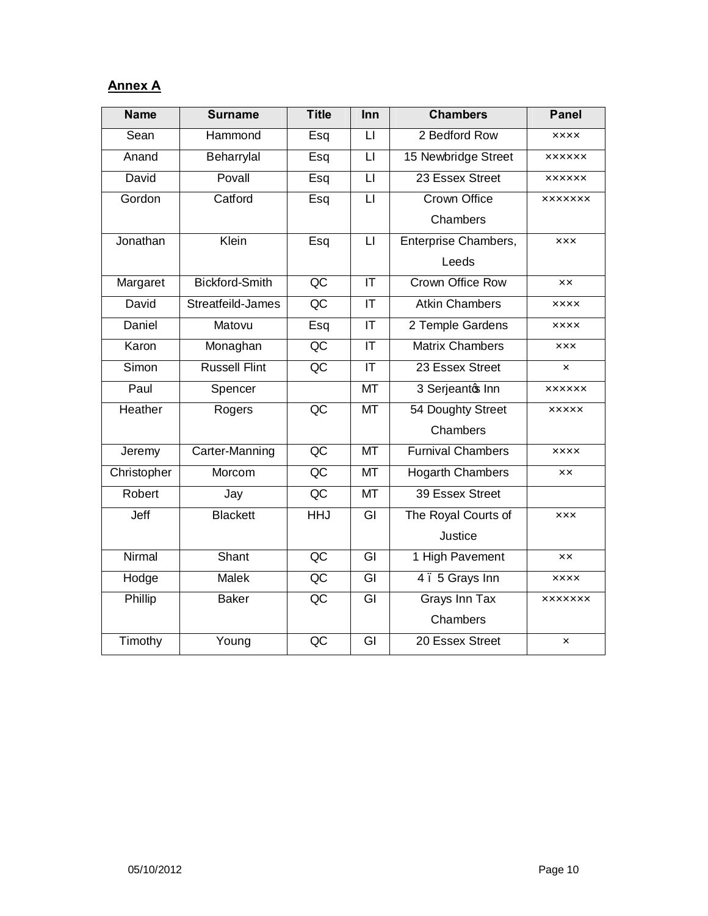**Annex A**

| Name | Surname | Title | Inn | Chambers | Panel |
|---|---|---|---|---|---|
| Sean | Hammond | Esq | LI | 2 Bedford Row | ×××× |
| Anand | Beharrylal | Esq | LI | 15 Newbridge Street | ×××××× |
| David | Povall | Esq | LI | 23 Essex Street | ×××××× |
| Gordon | Catford | Esq | LI | Crown Office Chambers | ××××××× |
| Jonathan | Klein | Esq | LI | Enterprise Chambers, Leeds | ××× |
| Margaret | Bickford-Smith | QC | IT | Crown Office Row | ×× |
| David | Streatfeild-James | QC | IT | Atkin Chambers | ×××× |
| Daniel | Matovu | Esq | IT | 2 Temple Gardens | ×××× |
| Karon | Monaghan | QC | IT | Matrix Chambers | ××× |
| Simon | Russell Flint | QC | IT | 23 Essex Street | × |
| Paul | Spencer | | MT | 3 Serjeant's Inn | ×××××× |
| Heather | Rogers | QC | MT | 54 Doughty Street Chambers | ××××× |
| Jeremy | Carter-Manning | QC | MT | Furnival Chambers | ×××× |
| Christopher | Morcom | QC | MT | Hogarth Chambers | ×× |
| Robert | Jay | QC | MT | 39 Essex Street | |
| Jeff | Blackett | HHJ | GI | The Royal Courts of Justice | ××× |
| Nirmal | Shant | QC | GI | 1 High Pavement | ×× |
| Hodge | Malek | QC | GI | 4 – 5 Grays Inn | ×××× |
| Phillip | Baker | QC | GI | Grays Inn Tax Chambers | ××××××× |
| Timothy | Young | QC | GI | 20 Essex Street | × |

05/10/2012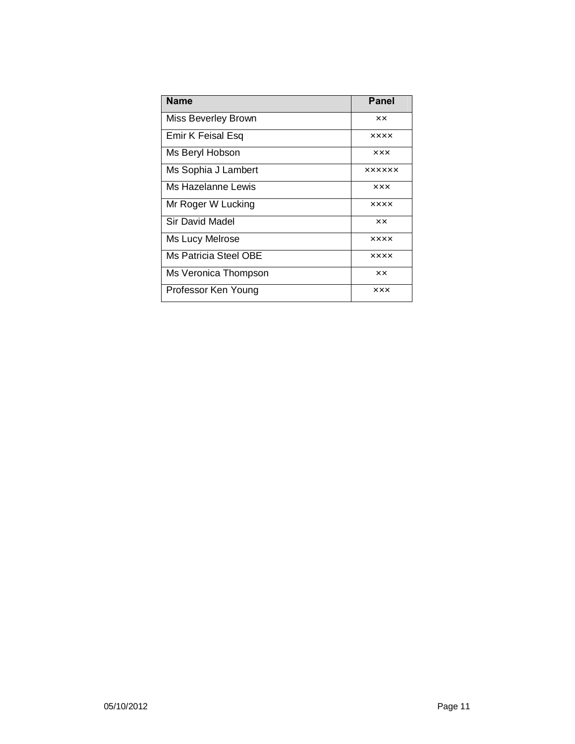| Name | Panel |
| --- | --- |
| Miss Beverley Brown | ×× |
| Emir K Feisal Esq | ×××× |
| Ms Beryl Hobson | ××× |
| Ms Sophia J Lambert | ×××××× |
| Ms Hazelanne Lewis | ××× |
| Mr Roger W Lucking | ×××× |
| Sir David Madel | ×× |
| Ms Lucy Melrose | ×××× |
| Ms Patricia Steel OBE | ×××× |
| Ms Veronica Thompson | ×× |
| Professor Ken Young | ××× |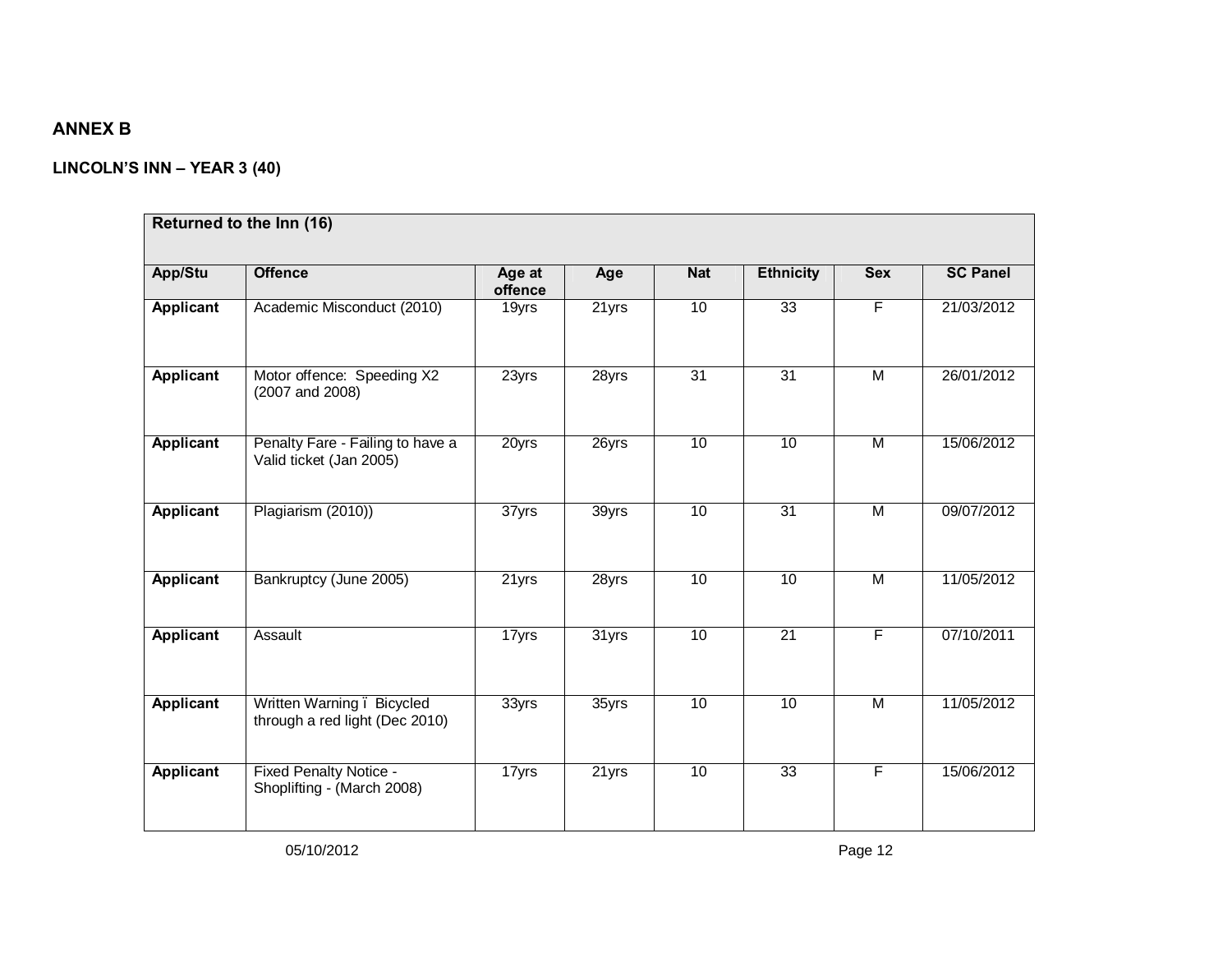**ANNEX B**

**LINCOLN'S INN – YEAR 3 (40)**

| **Returned to the Inn (16)** | | | | | | | |
|---|---|---|---|---|---|---|---|
| **App/Stu** | **Offence** | **Age at offence** | **Age** | **Nat** | **Ethnicity** | **Sex** | **SC Panel** |
| **Applicant** | Academic Misconduct (2010) | 19yrs | 21yrs | 10 | 33 | F | 21/03/2012 |
| **Applicant** | Motor offence: Speeding X2 (2007 and 2008) | 23yrs | 28yrs | 31 | 31 | M | 26/01/2012 |
| **Applicant** | Penalty Fare - Failing to have a Valid ticket (Jan 2005) | 20yrs | 26yrs | 10 | 10 | M | 15/06/2012 |
| **Applicant** | Plagiarism (2010)) | 37yrs | 39yrs | 10 | 31 | M | 09/07/2012 |
| **Applicant** | Bankruptcy (June 2005) | 21yrs | 28yrs | 10 | 10 | M | 11/05/2012 |
| **Applicant** | Assault | 17yrs | 31yrs | 10 | 21 | F | 07/10/2011 |
| **Applicant** | Written Warning ï Bicycled through a red light (Dec 2010) | 33yrs | 35yrs | 10 | 10 | M | 11/05/2012 |
| **Applicant** | Fixed Penalty Notice - Shoplifting - (March 2008) | 17yrs | 21yrs | 10 | 33 | F | 15/06/2012 |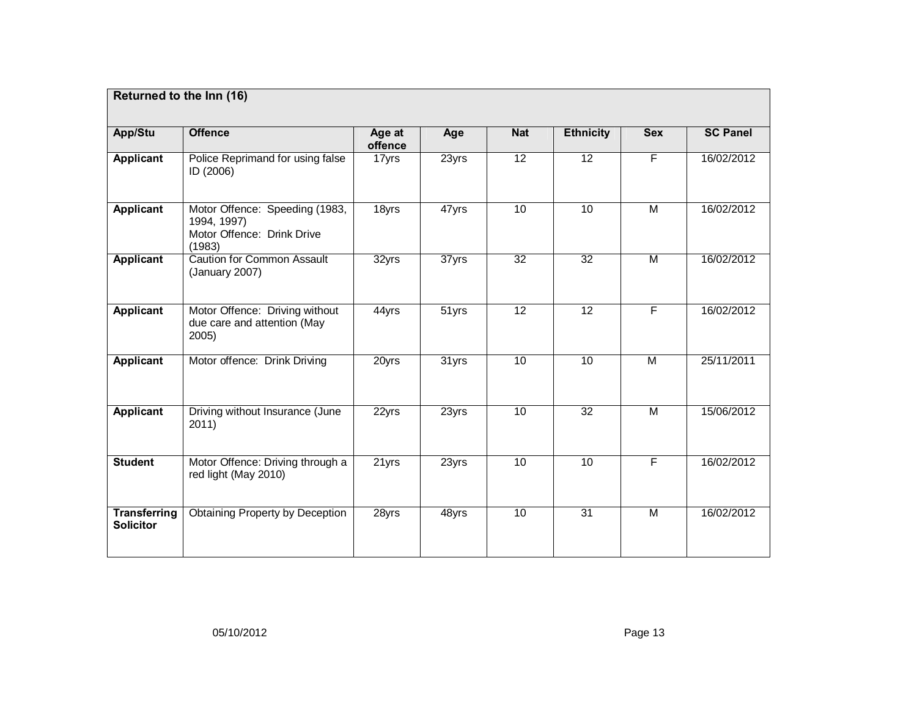| Returned to the Inn (16) | | | | | | | |
|---|---|---|---|---|---|---|---|
| **App/Stu** | **Offence** | **Age at offence** | **Age** | **Nat** | **Ethnicity** | **Sex** | **SC Panel** |
| **Applicant** | Police Reprimand for using false ID (2006) | 17yrs | 23yrs | 12 | 12 | F | 16/02/2012 |
| **Applicant** | Motor Offence: Speeding (1983, 1994, 1997) Motor Offence: Drink Drive (1983) | 18yrs | 47yrs | 10 | 10 | M | 16/02/2012 |
| **Applicant** | Caution for Common Assault (January 2007) | 32yrs | 37yrs | 32 | 32 | M | 16/02/2012 |
| **Applicant** | Motor Offence: Driving without due care and attention (May 2005) | 44yrs | 51yrs | 12 | 12 | F | 16/02/2012 |
| **Applicant** | Motor offence: Drink Driving | 20yrs | 31yrs | 10 | 10 | M | 25/11/2011 |
| **Applicant** | Driving without Insurance (June 2011) | 22yrs | 23yrs | 10 | 32 | M | 15/06/2012 |
| **Student** | Motor Offence: Driving through a red light (May 2010) | 21yrs | 23yrs | 10 | 10 | F | 16/02/2012 |
| **Transferring Solicitor** | Obtaining Property by Deception | 28yrs | 48yrs | 10 | 31 | M | 16/02/2012 |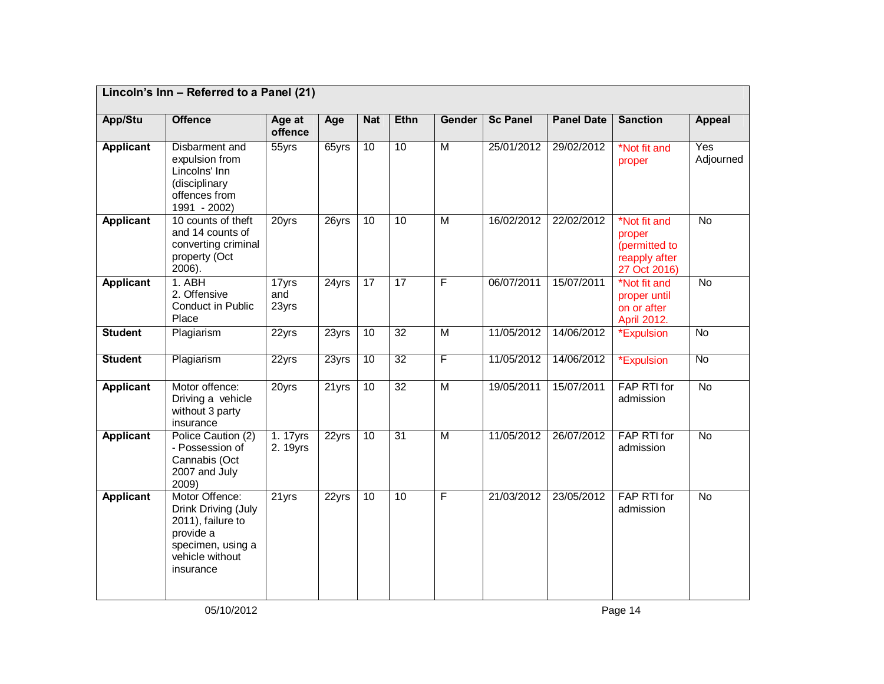| Lincoln's Inn – Referred to a Panel (21) | | | | | | | | | | |
|---|---|---|---|---|---|---|---|---|---|---|
| **App/Stu** | **Offence** | **Age at offence** | **Age** | **Nat** | **Ethn** | **Gender** | **Sc Panel** | **Panel Date** | **Sanction** | **Appeal** |
| **Applicant** | Disbarment and expulsion from Lincolns' Inn (disciplinary offences from 1991 - 2002) | 55yrs | 65yrs | 10 | 10 | M | 25/01/2012 | 29/02/2012 | *Not fit and proper | Yes Adjourned |
| **Applicant** | 10 counts of theft and 14 counts of converting criminal property (Oct 2006). | 20yrs | 26yrs | 10 | 10 | M | 16/02/2012 | 22/02/2012 | *Not fit and proper (permitted to reapply after 27 Oct 2016) | No |
| **Applicant** | 1. ABH 2. Offensive Conduct in Public Place | 17yrs and 23yrs | 24yrs | 17 | 17 | F | 06/07/2011 | 15/07/2011 | *Not fit and proper until on or after April 2012. | No |
| **Student** | Plagiarism | 22yrs | 23yrs | 10 | 32 | M | 11/05/2012 | 14/06/2012 | *Expulsion | No |
| **Student** | Plagiarism | 22yrs | 23yrs | 10 | 32 | F | 11/05/2012 | 14/06/2012 | *Expulsion | No |
| **Applicant** | Motor offence: Driving a vehicle without 3 party insurance | 20yrs | 21yrs | 10 | 32 | M | 19/05/2011 | 15/07/2011 | FAP RTI for admission | No |
| **Applicant** | Police Caution (2) - Possession of Cannabis (Oct 2007 and July 2009) | 1. 17yrs 2. 19yrs | 22yrs | 10 | 31 | M | 11/05/2012 | 26/07/2012 | FAP RTI for admission | No |
| **Applicant** | Motor Offence: Drink Driving (July 2011), failure to provide a specimen, using a vehicle without insurance | 21yrs | 22yrs | 10 | 10 | F | 21/03/2012 | 23/05/2012 | FAP RTI for admission | No |

05/10/2012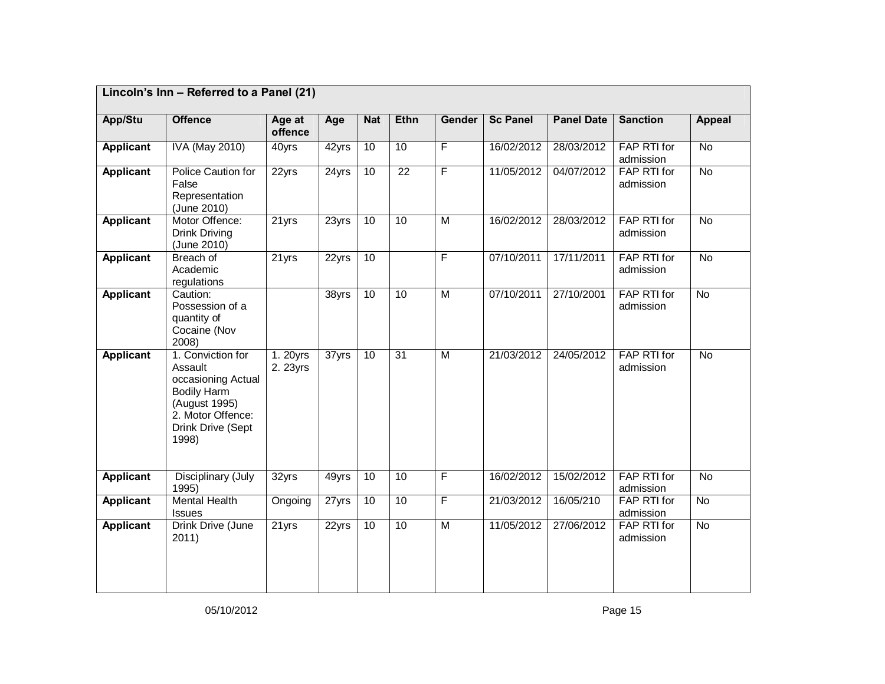| Lincoln's Inn – Referred to a Panel (21) | | | | | | | | | | |
|---|---|---|---|---|---|---|---|---|---|---|
| **App/Stu** | **Offence** | **Age at offence** | **Age** | **Nat** | **Ethn** | **Gender** | **Sc Panel** | **Panel Date** | **Sanction** | **Appeal** |
| **Applicant** | IVA (May 2010) | 40yrs | 42yrs | 10 | 10 | F | 16/02/2012 | 28/03/2012 | FAP RTI for admission | No |
| **Applicant** | Police Caution for False Representation (June 2010) | 22yrs | 24yrs | 10 | 22 | F | 11/05/2012 | 04/07/2012 | FAP RTI for admission | No |
| **Applicant** | Motor Offence: Drink Driving (June 2010) | 21yrs | 23yrs | 10 | 10 | M | 16/02/2012 | 28/03/2012 | FAP RTI for admission | No |
| **Applicant** | Breach of Academic regulations | 21yrs | 22yrs | 10 | | F | 07/10/2011 | 17/11/2011 | FAP RTI for admission | No |
| **Applicant** | Caution: Possession of a quantity of Cocaine (Nov 2008) | | 38yrs | 10 | 10 | M | 07/10/2011 | 27/10/2001 | FAP RTI for admission | No |
| **Applicant** | 1. Conviction for Assault occasioning Actual Bodily Harm (August 1995) 2. Motor Offence: Drink Drive (Sept 1998) | 1. 20yrs 2. 23yrs | 37yrs | 10 | 31 | M | 21/03/2012 | 24/05/2012 | FAP RTI for admission | No |
| **Applicant** | Disciplinary (July 1995) | 32yrs | 49yrs | 10 | 10 | F | 16/02/2012 | 15/02/2012 | FAP RTI for admission | No |
| **Applicant** | Mental Health Issues | Ongoing | 27yrs | 10 | 10 | F | 21/03/2012 | 16/05/210 | FAP RTI for admission | No |
| **Applicant** | Drink Drive (June 2011) | 21yrs | 22yrs | 10 | 10 | M | 11/05/2012 | 27/06/2012 | FAP RTI for admission | No |

05/10/2012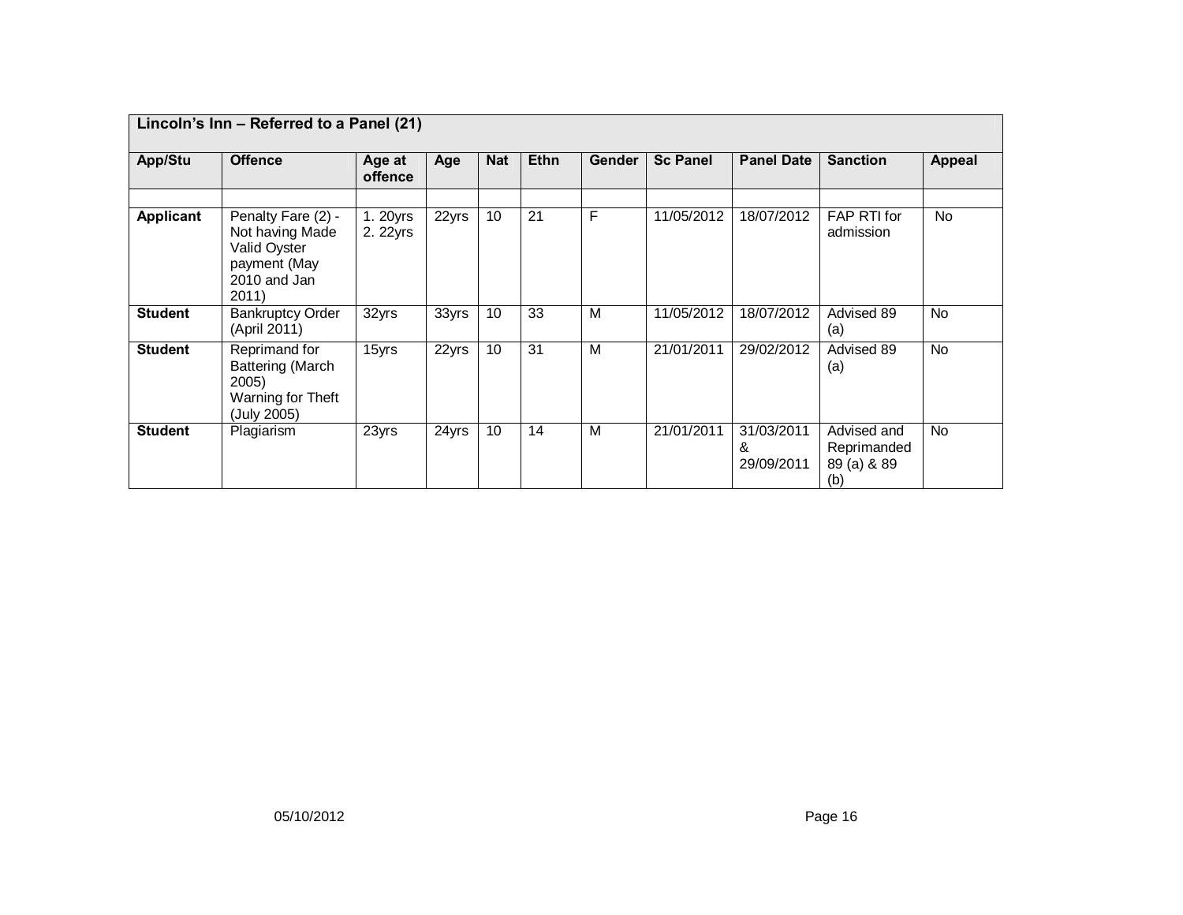| Lincoln's Inn – Referred to a Panel (21) | | | | | | | | | | |
|---|---|---|---|---|---|---|---|---|---|---|
| **App/Stu** | **Offence** | **Age at offence** | **Age** | **Nat** | **Ethn** | **Gender** | **Sc Panel** | **Panel Date** | **Sanction** | **Appeal** |
| | | | | | | | | | | |
| **Applicant** | Penalty Fare (2) - Not having Made Valid Oyster payment (May 2010 and Jan 2011) | 1. 20yrs 2. 22yrs | 22yrs | 10 | 21 | F | 11/05/2012 | 18/07/2012 | FAP RTI for admission | No |
| **Student** | Bankruptcy Order (April 2011) | 32yrs | 33yrs | 10 | 33 | M | 11/05/2012 | 18/07/2012 | Advised 89 (a) | No |
| **Student** | Reprimand for Battering (March 2005) Warning for Theft (July 2005) | 15yrs | 22yrs | 10 | 31 | M | 21/01/2011 | 29/02/2012 | Advised 89 (a) | No |
| **Student** | Plagiarism | 23yrs | 24yrs | 10 | 14 | M | 21/01/2011 | 31/03/2011 & 29/09/2011 | Advised and Reprimanded 89 (a) & 89 (b) | No |

05/10/2012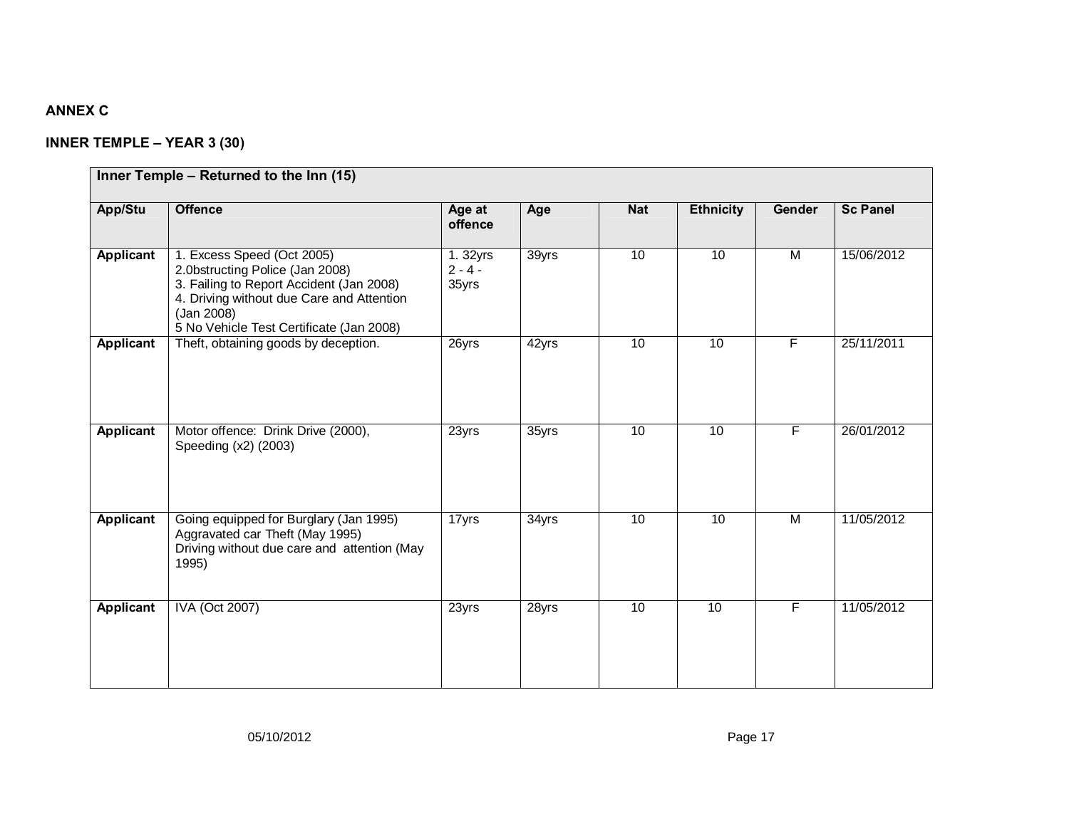**ANNEX C**

**INNER TEMPLE – YEAR 3 (30)**

| Inner Temple – Returned to the Inn (15) | | | | | | | |
|---|---|---|---|---|---|---|---|
| **App/Stu** | **Offence** | **Age at offence** | **Age** | **Nat** | **Ethnicity** | **Gender** | **Sc Panel** |
| **Applicant** | 1. Excess Speed (Oct 2005)<br>2.0bstructing Police (Jan 2008)<br>3. Failing to Report Accident (Jan 2008)<br>4. Driving without due Care and Attention (Jan 2008)<br>5 No Vehicle Test Certificate (Jan 2008) | 1. 32yrs<br>2 - 4 - 35yrs | 39yrs | 10 | 10 | M | 15/06/2012 |
| **Applicant** | Theft, obtaining goods by deception. | 26yrs | 42yrs | 10 | 10 | F | 25/11/2011 |
| **Applicant** | Motor offence: Drink Drive (2000), Speeding (x2) (2003) | 23yrs | 35yrs | 10 | 10 | F | 26/01/2012 |
| **Applicant** | Going equipped for Burglary (Jan 1995)<br>Aggravated car Theft (May 1995)<br>Driving without due care and attention (May 1995) | 17yrs | 34yrs | 10 | 10 | M | 11/05/2012 |
| **Applicant** | IVA (Oct 2007) | 23yrs | 28yrs | 10 | 10 | F | 11/05/2012 |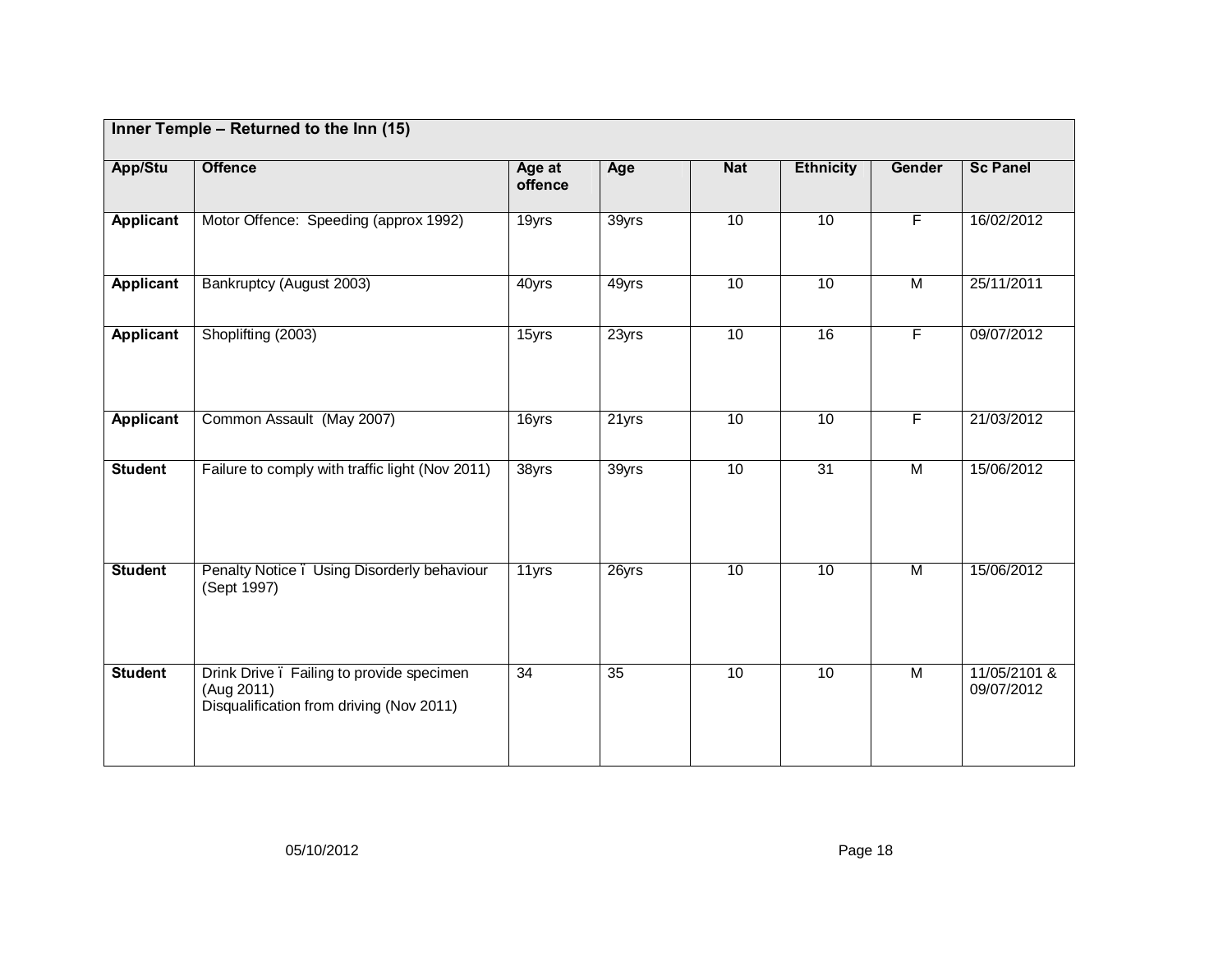| Inner Temple – Returned to the Inn (15) | | | | | | | |
|---|---|---|---|---|---|---|---|
| **App/Stu** | **Offence** | **Age at offence** | **Age** | **Nat** | **Ethnicity** | **Gender** | **Sc Panel** |
| **Applicant** | Motor Offence: Speeding (approx 1992) | 19yrs | 39yrs | 10 | 10 | F | 16/02/2012 |
| **Applicant** | Bankruptcy (August 2003) | 40yrs | 49yrs | 10 | 10 | M | 25/11/2011 |
| **Applicant** | Shoplifting (2003) | 15yrs | 23yrs | 10 | 16 | F | 09/07/2012 |
| **Applicant** | Common Assault (May 2007) | 16yrs | 21yrs | 10 | 10 | F | 21/03/2012 |
| **Student** | Failure to comply with traffic light (Nov 2011) | 38yrs | 39yrs | 10 | 31 | M | 15/06/2012 |
| **Student** | Penalty Notice ï Using Disorderly behaviour (Sept 1997) | 11yrs | 26yrs | 10 | 10 | M | 15/06/2012 |
| **Student** | Drink Drive ï Failing to provide specimen (Aug 2011)<br>Disqualification from driving (Nov 2011) | 34 | 35 | 10 | 10 | M | 11/05/2101 & 09/07/2012 |

05/10/2012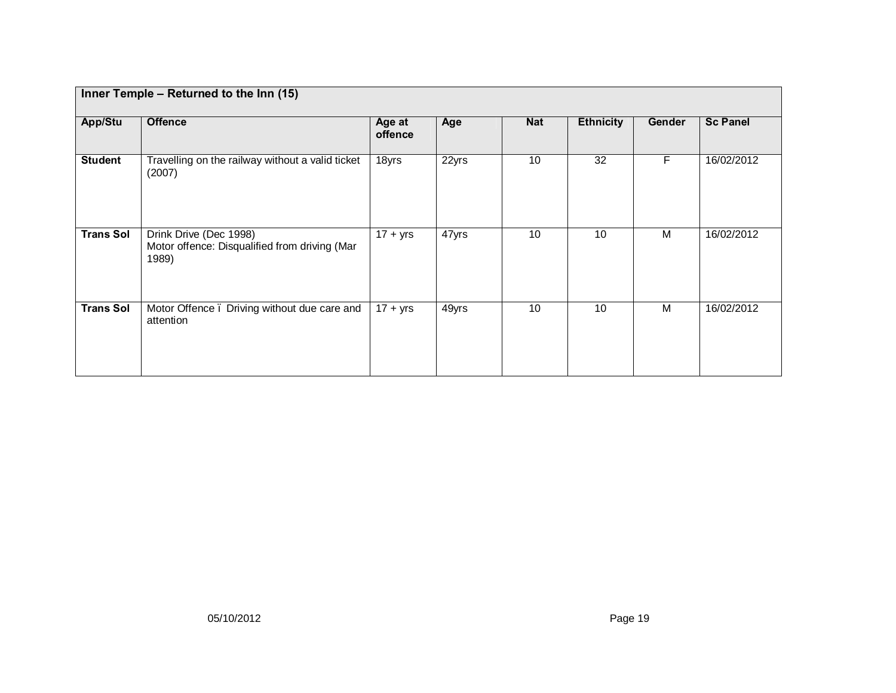| Inner Temple – Returned to the Inn (15) | | | | | | | |
|---|---|---|---|---|---|---|---|
| **App/Stu** | **Offence** | **Age at offence** | **Age** | **Nat** | **Ethnicity** | **Gender** | **Sc Panel** |
| **Student** | Travelling on the railway without a valid ticket (2007) | 18yrs | 22yrs | 10 | 32 | F | 16/02/2012 |
| **Trans Sol** | Drink Drive (Dec 1998)<br>Motor offence: Disqualified from driving (Mar 1989) | 17 + yrs | 47yrs | 10 | 10 | M | 16/02/2012 |
| **Trans Sol** | Motor Offence ï Driving without due care and attention | 17 + yrs | 49yrs | 10 | 10 | M | 16/02/2012 |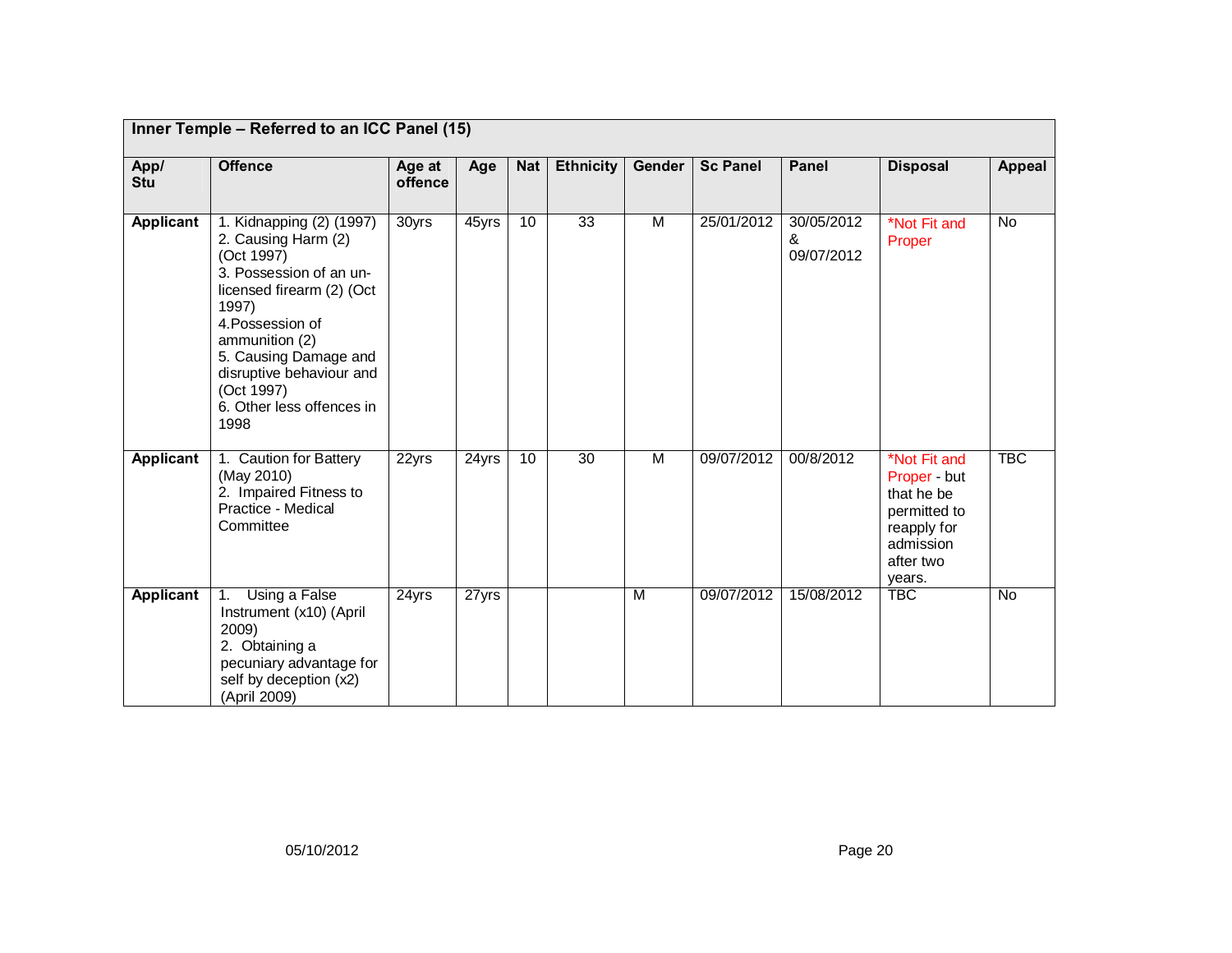| Inner Temple – Referred to an ICC Panel (15) | | | | | | | | | | |
|---|---|---|---|---|---|---|---|---|---|---|
| **App/ Stu** | **Offence** | **Age at offence** | **Age** | **Nat** | **Ethnicity** | **Gender** | **Sc Panel** | **Panel** | **Disposal** | **Appeal** |
| **Applicant** | 1. Kidnapping (2) (1997) 2. Causing Harm (2) (Oct 1997) 3. Possession of an un-licensed firearm (2) (Oct 1997) 4.Possession of ammunition (2) 5. Causing Damage and disruptive behaviour and (Oct 1997) 6. Other less offences in 1998 | 30yrs | 45yrs | 10 | 33 | M | 25/01/2012 | 30/05/2012 & 09/07/2012 | *Not Fit and Proper | No |
| **Applicant** | 1. Caution for Battery (May 2010) 2. Impaired Fitness to Practice - Medical Committee | 22yrs | 24yrs | 10 | 30 | M | 09/07/2012 | 00/8/2012 | *Not Fit and Proper - but that he be permitted to reapply for admission after two years. | TBC |
| **Applicant** | 1. Using a False Instrument (x10) (April 2009) 2. Obtaining a pecuniary advantage for self by deception (x2) (April 2009) | 24yrs | 27yrs | | | M | 09/07/2012 | 15/08/2012 | TBC | No |

05/10/2012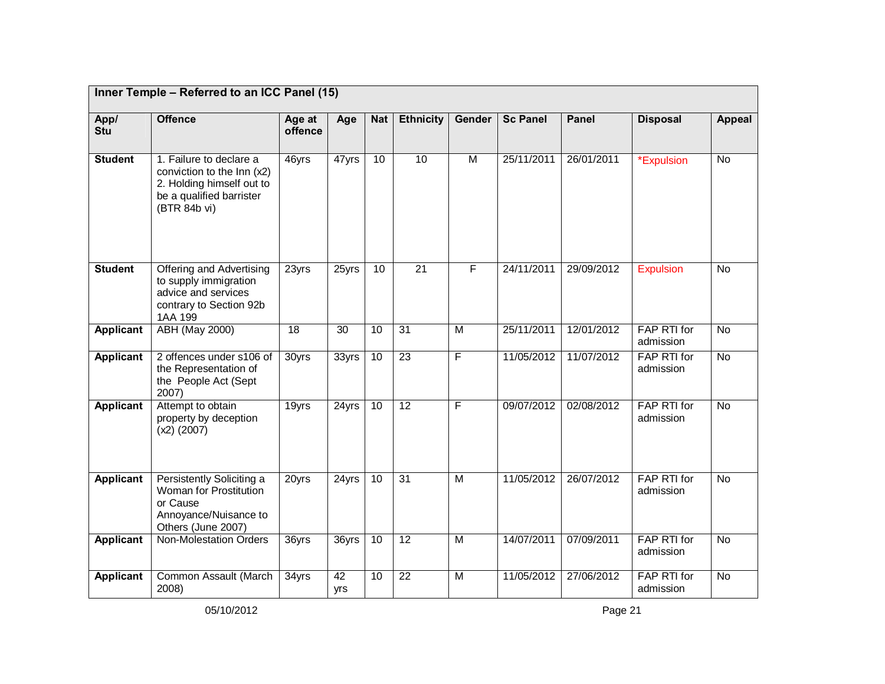| Inner Temple – Referred to an ICC Panel (15) | | | | | | | | | | |
|---|---|---|---|---|---|---|---|---|---|---|
| **App/ Stu** | **Offence** | **Age at offence** | **Age** | **Nat** | **Ethnicity** | **Gender** | **Sc Panel** | **Panel** | **Disposal** | **Appeal** |
| **Student** | 1. Failure to declare a conviction to the Inn (x2) 2. Holding himself out to be a qualified barrister (BTR 84b vi) | 46yrs | 47yrs | 10 | 10 | M | 25/11/2011 | 26/01/2011 | *Expulsion | No |
| **Student** | Offering and Advertising to supply immigration advice and services contrary to Section 92b 1AA 199 | 23yrs | 25yrs | 10 | 21 | F | 24/11/2011 | 29/09/2012 | Expulsion | No |
| **Applicant** | ABH (May 2000) | 18 | 30 | 10 | 31 | M | 25/11/2011 | 12/01/2012 | FAP RTI for admission | No |
| **Applicant** | 2 offences under s106 of the Representation of the People Act (Sept 2007) | 30yrs | 33yrs | 10 | 23 | F | 11/05/2012 | 11/07/2012 | FAP RTI for admission | No |
| **Applicant** | Attempt to obtain property by deception (x2) (2007) | 19yrs | 24yrs | 10 | 12 | F | 09/07/2012 | 02/08/2012 | FAP RTI for admission | No |
| **Applicant** | Persistently Soliciting a Woman for Prostitution or Cause Annoyance/Nuisance to Others (June 2007) | 20yrs | 24yrs | 10 | 31 | M | 11/05/2012 | 26/07/2012 | FAP RTI for admission | No |
| **Applicant** | Non-Molestation Orders | 36yrs | 36yrs | 10 | 12 | M | 14/07/2011 | 07/09/2011 | FAP RTI for admission | No |
| **Applicant** | Common Assault (March 2008) | 34yrs | 42 yrs | 10 | 22 | M | 11/05/2012 | 27/06/2012 | FAP RTI for admission | No |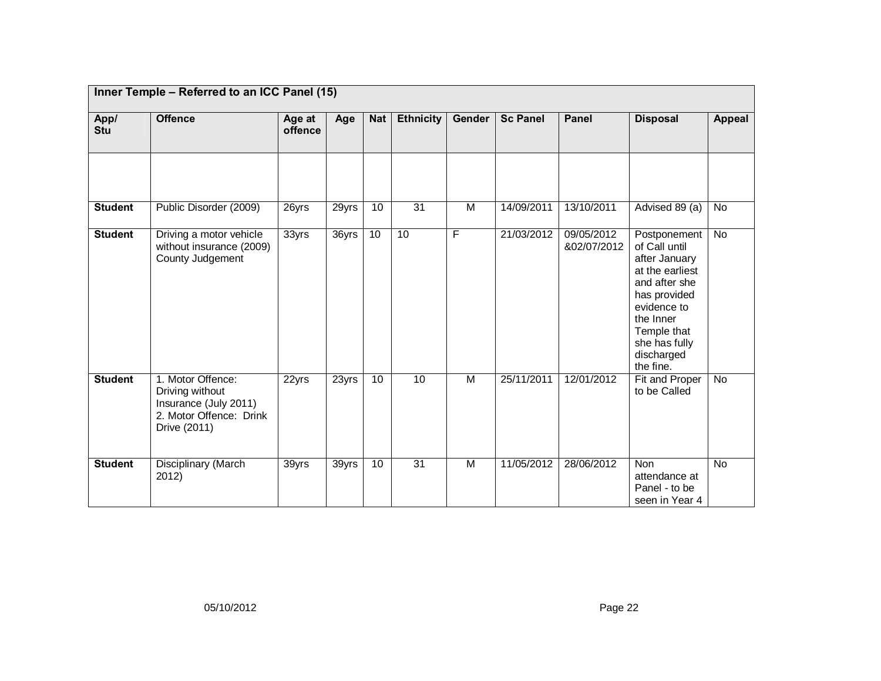| Inner Temple – Referred to an ICC Panel (15) | | | | | | | | | | |
|---|---|---|---|---|---|---|---|---|---|---|
| **App/ Stu** | **Offence** | **Age at offence** | **Age** | **Nat** | **Ethnicity** | **Gender** | **Sc Panel** | **Panel** | **Disposal** | **Appeal** |
| | | | | | | | | | | |
| **Student** | Public Disorder (2009) | 26yrs | 29yrs | 10 | 31 | M | 14/09/2011 | 13/10/2011 | Advised 89 (a) | No |
| **Student** | Driving a motor vehicle without insurance (2009) County Judgement | 33yrs | 36yrs | 10 | 10 | F | 21/03/2012 | 09/05/2012 &02/07/2012 | Postponement of Call until after January at the earliest and after she has provided evidence to the Inner Temple that she has fully discharged the fine. | No |
| **Student** | 1. Motor Offence: Driving without Insurance (July 2011) 2. Motor Offence: Drink Drive (2011) | 22yrs | 23yrs | 10 | 10 | M | 25/11/2011 | 12/01/2012 | Fit and Proper to be Called | No |
| **Student** | Disciplinary (March 2012) | 39yrs | 39yrs | 10 | 31 | M | 11/05/2012 | 28/06/2012 | Non attendance at Panel - to be seen in Year 4 | No |

05/10/2012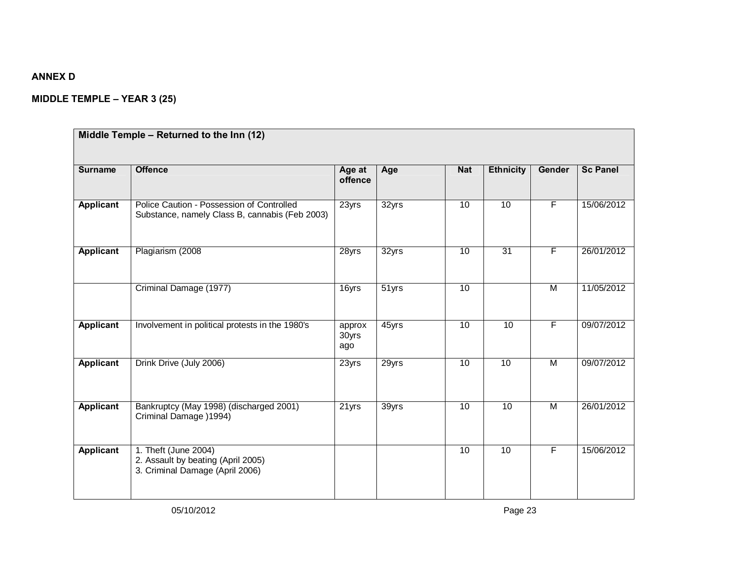**ANNEX D**

**MIDDLE TEMPLE – YEAR 3 (25)**

| **Middle Temple – Returned to the Inn (12)** | | | | | | | |
|---|---|---|---|---|---|---|---|
| **Surname** | **Offence** | **Age at offence** | **Age** | **Nat** | **Ethnicity** | **Gender** | **Sc Panel** |
| **Applicant** | Police Caution - Possession of Controlled Substance, namely Class B, cannabis (Feb 2003) | 23yrs | 32yrs | 10 | 10 | F | 15/06/2012 |
| **Applicant** | Plagiarism (2008 | 28yrs | 32yrs | 10 | 31 | F | 26/01/2012 |
| | Criminal Damage (1977) | 16yrs | 51yrs | 10 | | M | 11/05/2012 |
| **Applicant** | Involvement in political protests in the 1980's | approx 30yrs ago | 45yrs | 10 | 10 | F | 09/07/2012 |
| **Applicant** | Drink Drive (July 2006) | 23yrs | 29yrs | 10 | 10 | M | 09/07/2012 |
| **Applicant** | Bankruptcy (May 1998) (discharged 2001) Criminal Damage )1994) | 21yrs | 39yrs | 10 | 10 | M | 26/01/2012 |
| **Applicant** | 1. Theft (June 2004) 2. Assault by beating (April 2005) 3. Criminal Damage (April 2006) | | | 10 | 10 | F | 15/06/2012 |

05/10/2012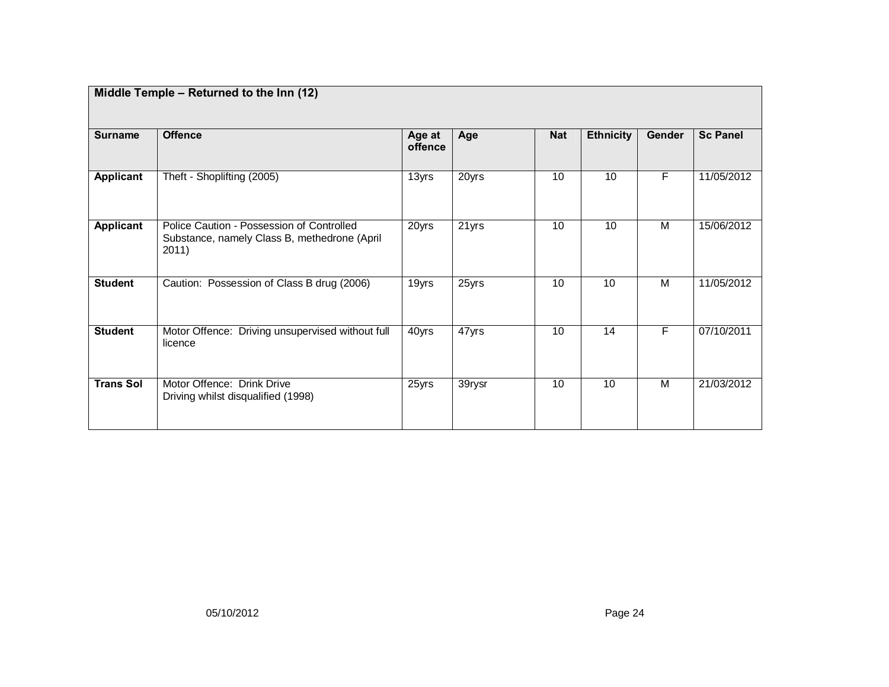| Middle Temple – Returned to the Inn (12) | | | | | | | |
|---|---|---|---|---|---|---|---|
| **Surname** | **Offence** | **Age at offence** | **Age** | **Nat** | **Ethnicity** | **Gender** | **Sc Panel** |
| **Applicant** | Theft - Shoplifting (2005) | 13yrs | 20yrs | 10 | 10 | F | 11/05/2012 |
| **Applicant** | Police Caution - Possession of Controlled Substance, namely Class B, methedrone (April 2011) | 20yrs | 21yrs | 10 | 10 | M | 15/06/2012 |
| **Student** | Caution: Possession of Class B drug (2006) | 19yrs | 25yrs | 10 | 10 | M | 11/05/2012 |
| **Student** | Motor Offence: Driving unsupervised without full licence | 40yrs | 47yrs | 10 | 14 | F | 07/10/2011 |
| **Trans Sol** | Motor Offence: Drink Drive<br>Driving whilst disqualified (1998) | 25yrs | 39rysr | 10 | 10 | M | 21/03/2012 |

05/10/2012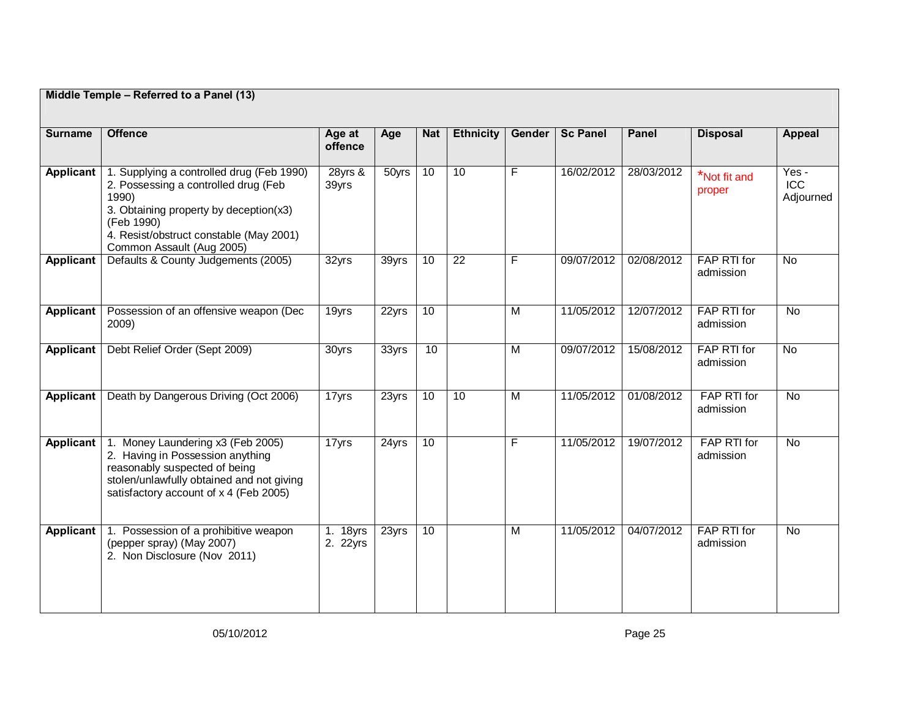| Middle Temple – Referred to a Panel (13) | | | | | | | | | | |
|---|---|---|---|---|---|---|---|---|---|---|
| **Surname** | **Offence** | **Age at offence** | **Age** | **Nat** | **Ethnicity** | **Gender** | **Sc Panel** | **Panel** | **Disposal** | **Appeal** |
| **Applicant** | 1. Supplying a controlled drug (Feb 1990)<br>2. Possessing a controlled drug (Feb 1990)<br>3. Obtaining property by deception(x3) (Feb 1990)<br>4. Resist/obstruct constable (May 2001)<br>Common Assault (Aug 2005) | 28yrs & 39yrs | 50yrs | 10 | 10 | F | 16/02/2012 | 28/03/2012 | *Not fit and proper | Yes - ICC Adjourned |
| **Applicant** | Defaults & County Judgements (2005) | 32yrs | 39yrs | 10 | 22 | F | 09/07/2012 | 02/08/2012 | FAP RTI for admission | No |
| **Applicant** | Possession of an offensive weapon (Dec 2009) | 19yrs | 22yrs | 10 | | M | 11/05/2012 | 12/07/2012 | FAP RTI for admission | No |
| **Applicant** | Debt Relief Order (Sept 2009) | 30yrs | 33yrs | 10 | | M | 09/07/2012 | 15/08/2012 | FAP RTI for admission | No |
| **Applicant** | Death by Dangerous Driving (Oct 2006) | 17yrs | 23yrs | 10 | 10 | M | 11/05/2012 | 01/08/2012 | FAP RTI for admission | No |
| **Applicant** | 1. Money Laundering x3 (Feb 2005)<br>2. Having in Possession anything reasonably suspected of being stolen/unlawfully obtained and not giving satisfactory account of x 4 (Feb 2005) | 17yrs | 24yrs | 10 | | F | 11/05/2012 | 19/07/2012 | FAP RTI for admission | No |
| **Applicant** | 1. Possession of a prohibitive weapon (pepper spray) (May 2007)<br>2. Non Disclosure (Nov 2011) | 1. 18yrs<br>2. 22yrs | 23yrs | 10 | | M | 11/05/2012 | 04/07/2012 | FAP RTI for admission | No |

05/10/2012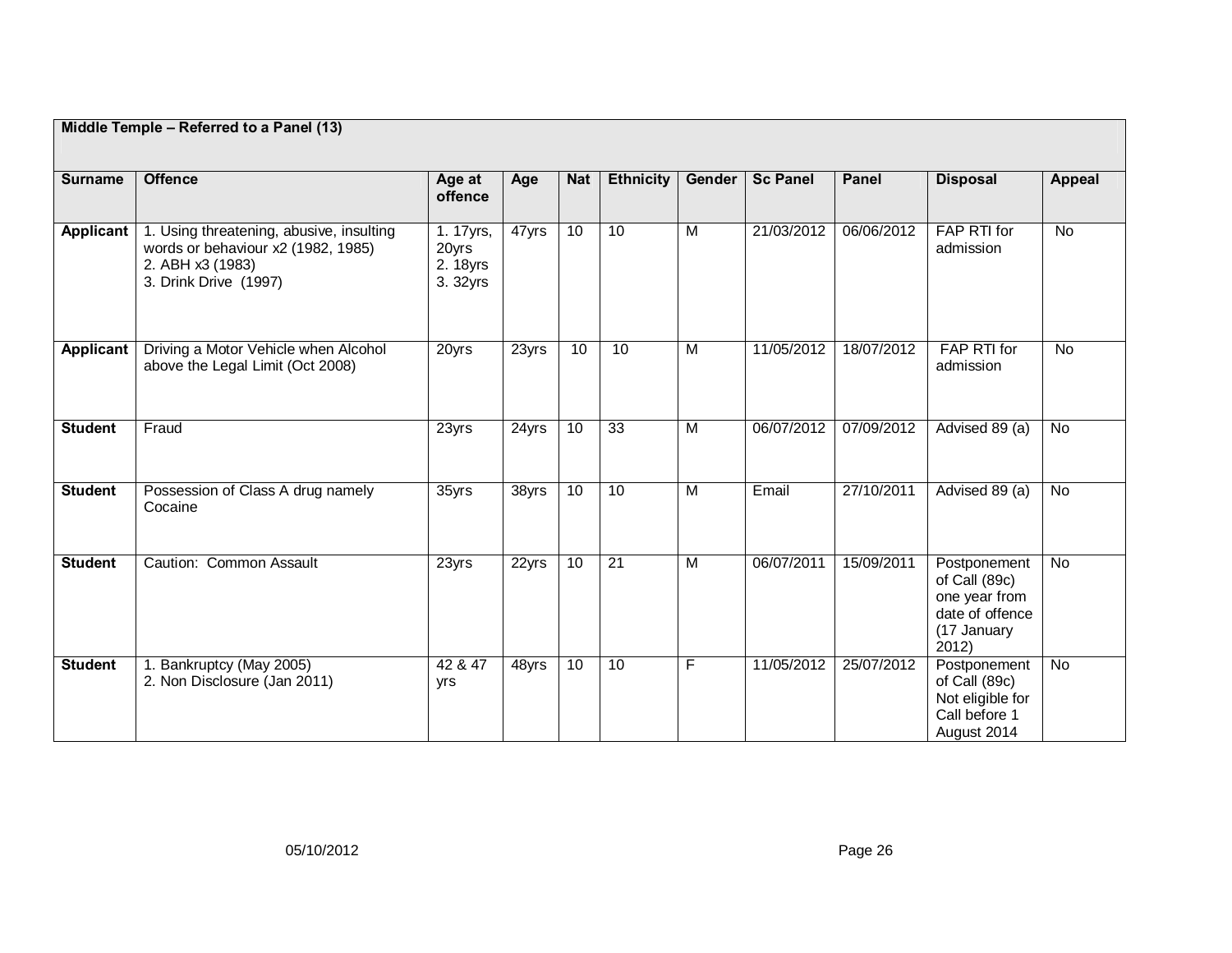| Middle Temple – Referred to a Panel (13) | | | | | | | | | | |
|---|---|---|---|---|---|---|---|---|---|---|
| **Surname** | **Offence** | **Age at offence** | **Age** | **Nat** | **Ethnicity** | **Gender** | **Sc Panel** | **Panel** | **Disposal** | **Appeal** |
| **Applicant** | 1. Using threatening, abusive, insulting words or behaviour x2 (1982, 1985)<br>2. ABH x3 (1983)<br>3. Drink Drive (1997) | 1. 17yrs, 20yrs<br>2. 18yrs<br>3. 32yrs | 47yrs | 10 | 10 | M | 21/03/2012 | 06/06/2012 | FAP RTI for admission | No |
| **Applicant** | Driving a Motor Vehicle when Alcohol above the Legal Limit (Oct 2008) | 20yrs | 23yrs | 10 | 10 | M | 11/05/2012 | 18/07/2012 | FAP RTI for admission | No |
| **Student** | Fraud | 23yrs | 24yrs | 10 | 33 | M | 06/07/2012 | 07/09/2012 | Advised 89 (a) | No |
| **Student** | Possession of Class A drug namely Cocaine | 35yrs | 38yrs | 10 | 10 | M | Email | 27/10/2011 | Advised 89 (a) | No |
| **Student** | Caution: Common Assault | 23yrs | 22yrs | 10 | 21 | M | 06/07/2011 | 15/09/2011 | Postponement of Call (89c) one year from date of offence (17 January 2012) | No |
| **Student** | 1. Bankruptcy (May 2005)<br>2. Non Disclosure (Jan 2011) | 42 & 47 yrs | 48yrs | 10 | 10 | F | 11/05/2012 | 25/07/2012 | Postponement of Call (89c) Not eligible for Call before 1 August 2014 | No |

05/10/2012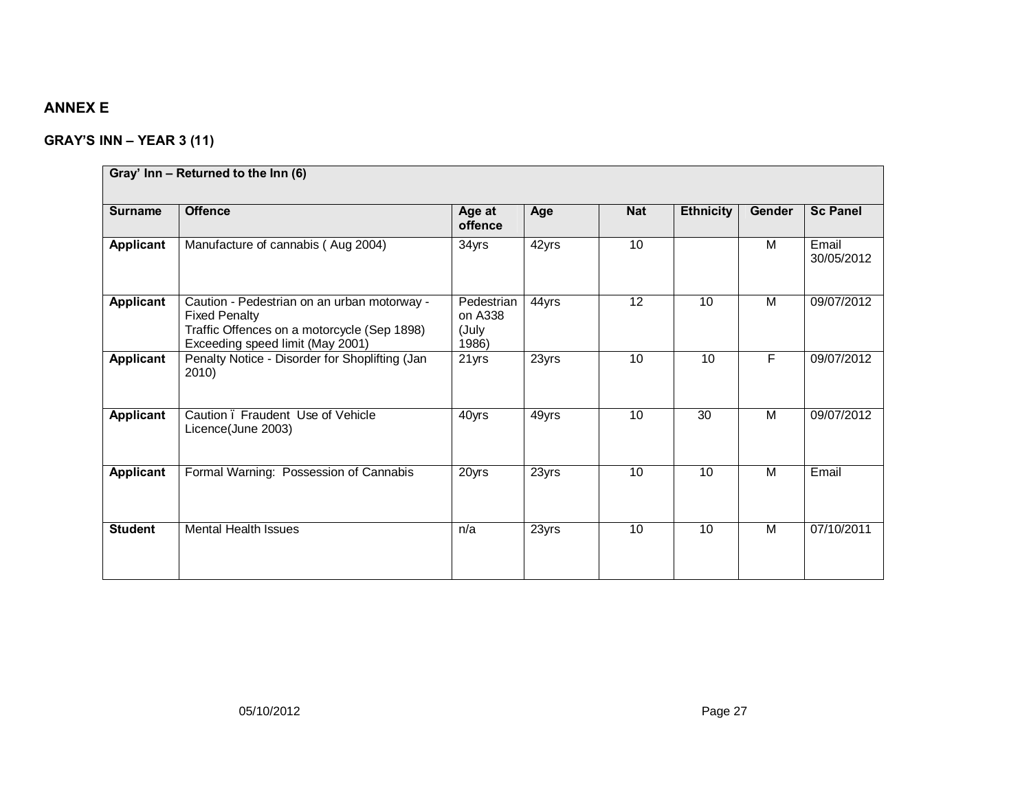## ANNEX E

### GRAY'S INN – YEAR 3 (11)

| Gray' Inn – Returned to the Inn (6) | | | | | | | |
|---|---|---|---|---|---|---|---|
| **Surname** | **Offence** | **Age at offence** | **Age** | **Nat** | **Ethnicity** | **Gender** | **Sc Panel** |
| **Applicant** | Manufacture of cannabis ( Aug 2004) | 34yrs | 42yrs | 10 | | M | Email 30/05/2012 |
| **Applicant** | Caution - Pedestrian on an urban motorway - Fixed Penalty<br>Traffic Offences on a motorcycle (Sep 1898)<br>Exceeding speed limit (May 2001) | Pedestrian on A338 (July 1986) | 44yrs | 12 | 10 | M | 09/07/2012 |
| **Applicant** | Penalty Notice - Disorder for Shoplifting (Jan 2010) | 21yrs | 23yrs | 10 | 10 | F | 09/07/2012 |
| **Applicant** | Caution ï Fraudent Use of Vehicle Licence(June 2003) | 40yrs | 49yrs | 10 | 30 | M | 09/07/2012 |
| **Applicant** | Formal Warning: Possession of Cannabis | 20yrs | 23yrs | 10 | 10 | M | Email |
| **Student** | Mental Health Issues | n/a | 23yrs | 10 | 10 | M | 07/10/2011 |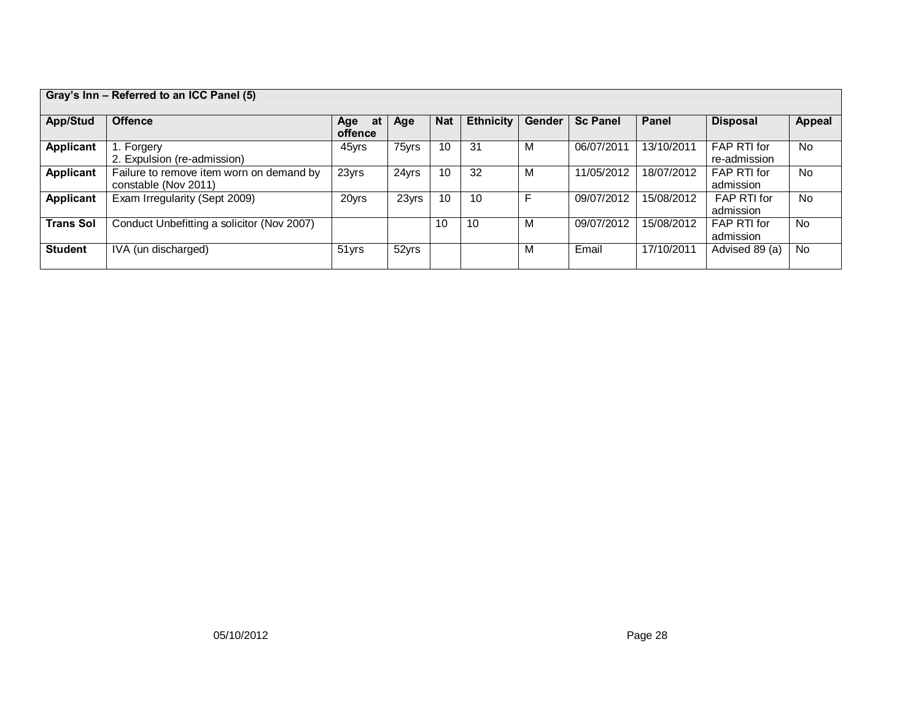| Gray's Inn – Referred to an ICC Panel (5) | | | | | | | | | | |
|---|---|---|---|---|---|---|---|---|---|---|
| **App/Stud** | **Offence** | **Age at offence** | **Age** | **Nat** | **Ethnicity** | **Gender** | **Sc Panel** | **Panel** | **Disposal** | **Appeal** |
| **Applicant** | 1. Forgery<br>2. Expulsion (re-admission) | 45yrs | 75yrs | 10 | 31 | M | 06/07/2011 | 13/10/2011 | FAP RTI for re-admission | No |
| **Applicant** | Failure to remove item worn on demand by constable (Nov 2011) | 23yrs | 24yrs | 10 | 32 | M | 11/05/2012 | 18/07/2012 | FAP RTI for admission | No |
| **Applicant** | Exam Irregularity (Sept 2009) | 20yrs | 23yrs | 10 | 10 | F | 09/07/2012 | 15/08/2012 | FAP RTI for admission | No |
| **Trans Sol** | Conduct Unbefitting a solicitor (Nov 2007) | | | 10 | 10 | M | 09/07/2012 | 15/08/2012 | FAP RTI for admission | No |
| **Student** | IVA (un discharged) | 51yrs | 52yrs | | | M | Email | 17/10/2011 | Advised 89 (a) | No |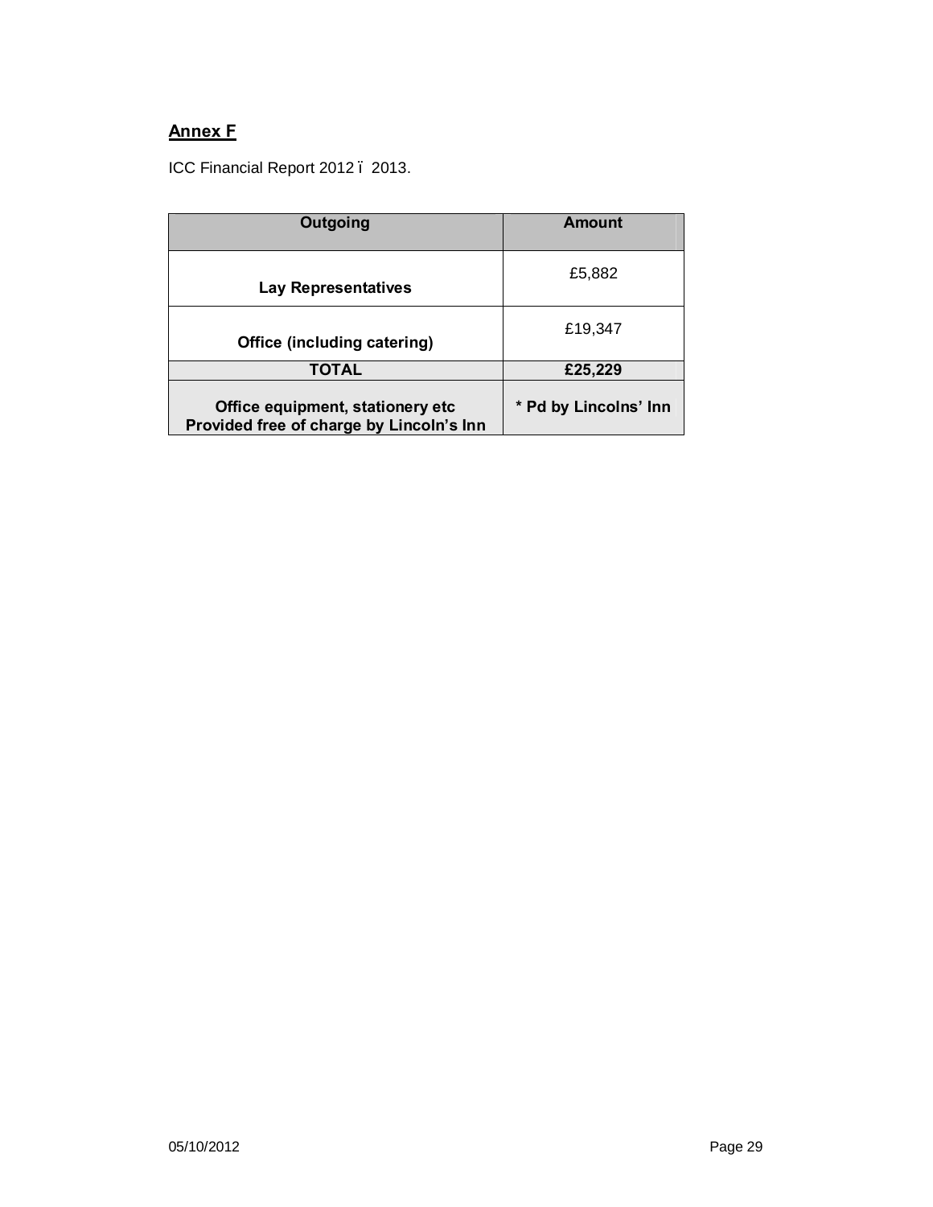**Annex F**

ICC Financial Report 2012 – 2013.

| Outgoing | Amount |
| --- | --- |
| **Lay Representatives** | £5,882 |
| **Office (including catering)** | £19,347 |
| **TOTAL** | **£25,229** |
| **Office equipment, stationery etc Provided free of charge by Lincoln's Inn** | **\* Pd by Lincolns' Inn** |

05/10/2012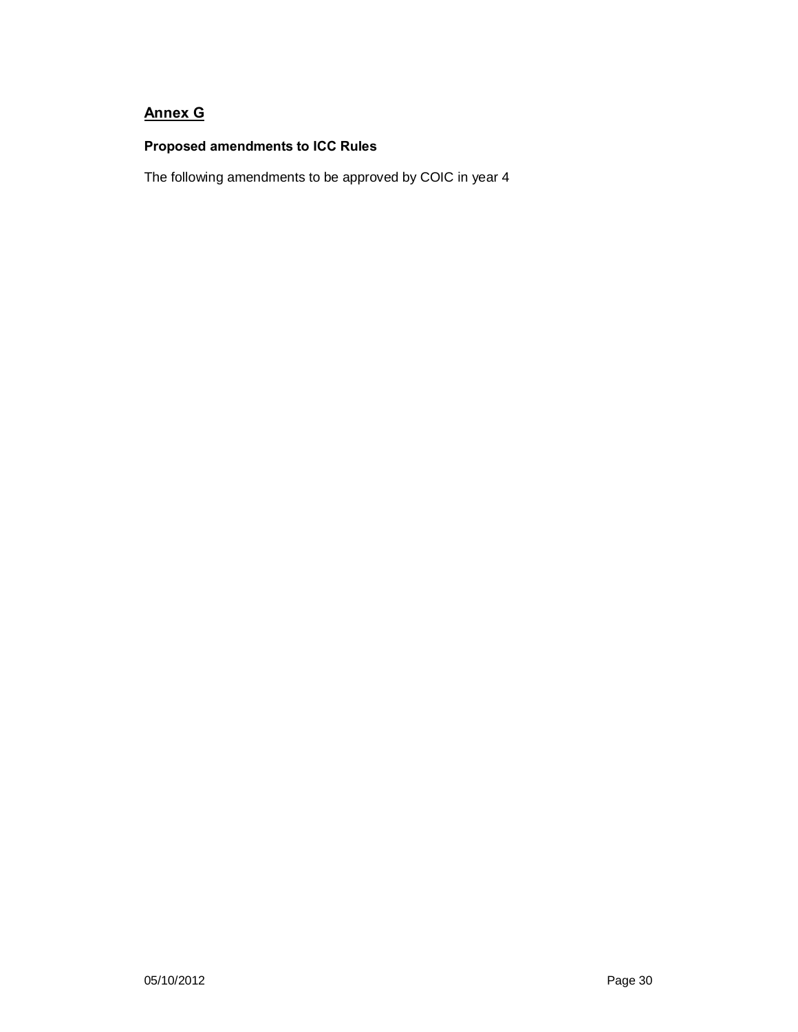## Annex G

**Proposed amendments to ICC Rules**

The following amendments to be approved by COIC in year 4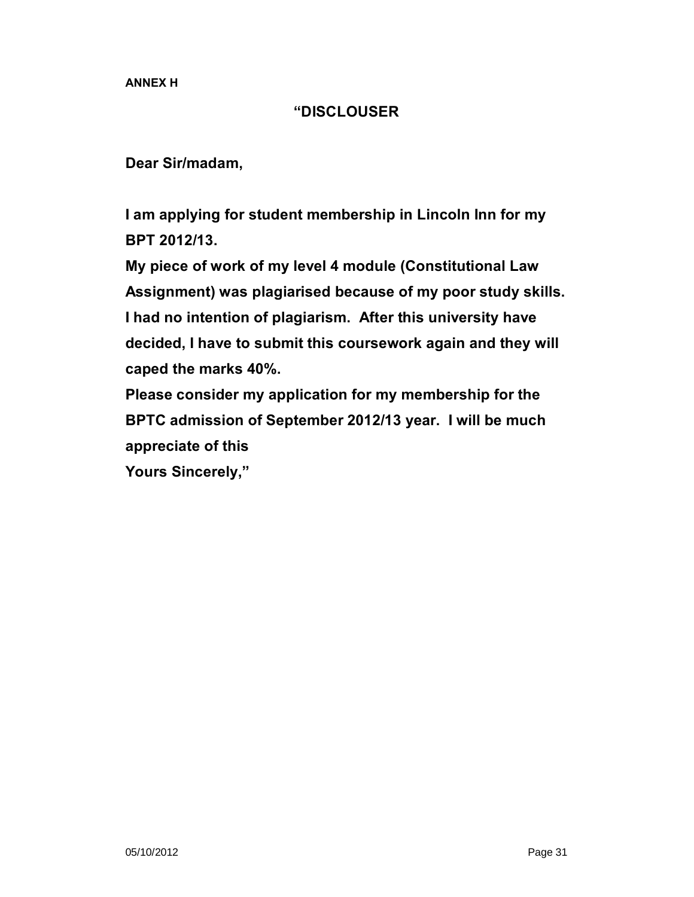**ANNEX H**

## **"DISCLOUSER**

**Dear Sir/madam,**

**I am applying for student membership in Lincoln Inn for my BPT 2012/13.**

**My piece of work of my level 4 module (Constitutional Law Assignment) was plagiarised because of my poor study skills. I had no intention of plagiarism. After this university have decided, I have to submit this coursework again and they will caped the marks 40%.**

**Please consider my application for my membership for the BPTC admission of September 2012/13 year. I will be much appreciate of this**

**Yours Sincerely,"**